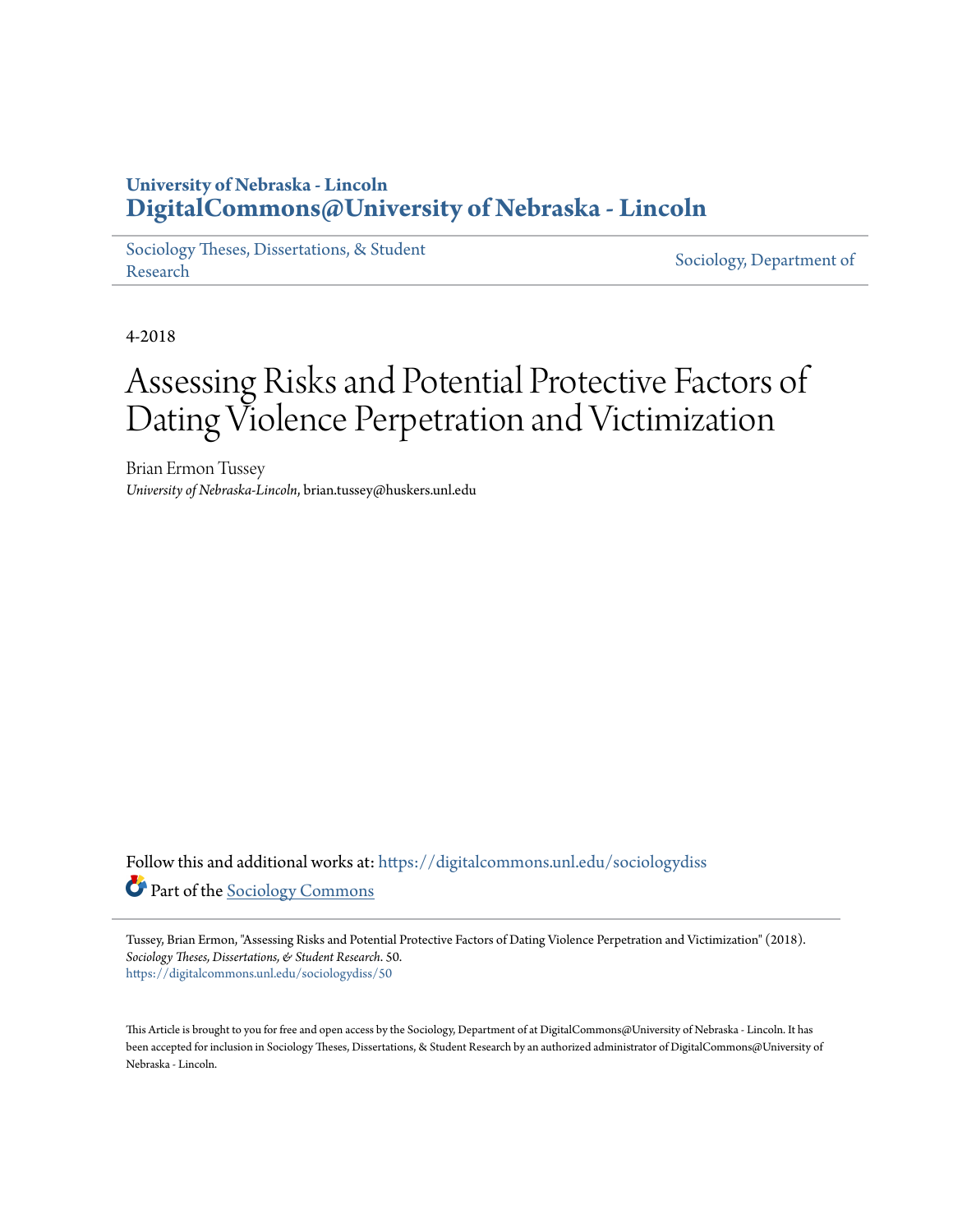University of Nebraska - Lincoln
**DigitalCommons@University of Nebraska - Lincoln**

Sociology Theses, Dissertations, & Student Research | Sociology, Department of

4-2018

# Assessing Risks and Potential Protective Factors of Dating Violence Perpetration and Victimization

Brian Ermon Tussey
*University of Nebraska-Lincoln*, brian.tussey@huskers.unl.edu

Follow this and additional works at: https://digitalcommons.unl.edu/sociologydiss

Part of the Sociology Commons

Tussey, Brian Ermon, "Assessing Risks and Potential Protective Factors of Dating Violence Perpetration and Victimization" (2018). *Sociology Theses, Dissertations, & Student Research*. 50.
https://digitalcommons.unl.edu/sociologydiss/50

This Article is brought to you for free and open access by the Sociology, Department of at DigitalCommons@University of Nebraska - Lincoln. It has been accepted for inclusion in Sociology Theses, Dissertations, & Student Research by an authorized administrator of DigitalCommons@University of Nebraska - Lincoln.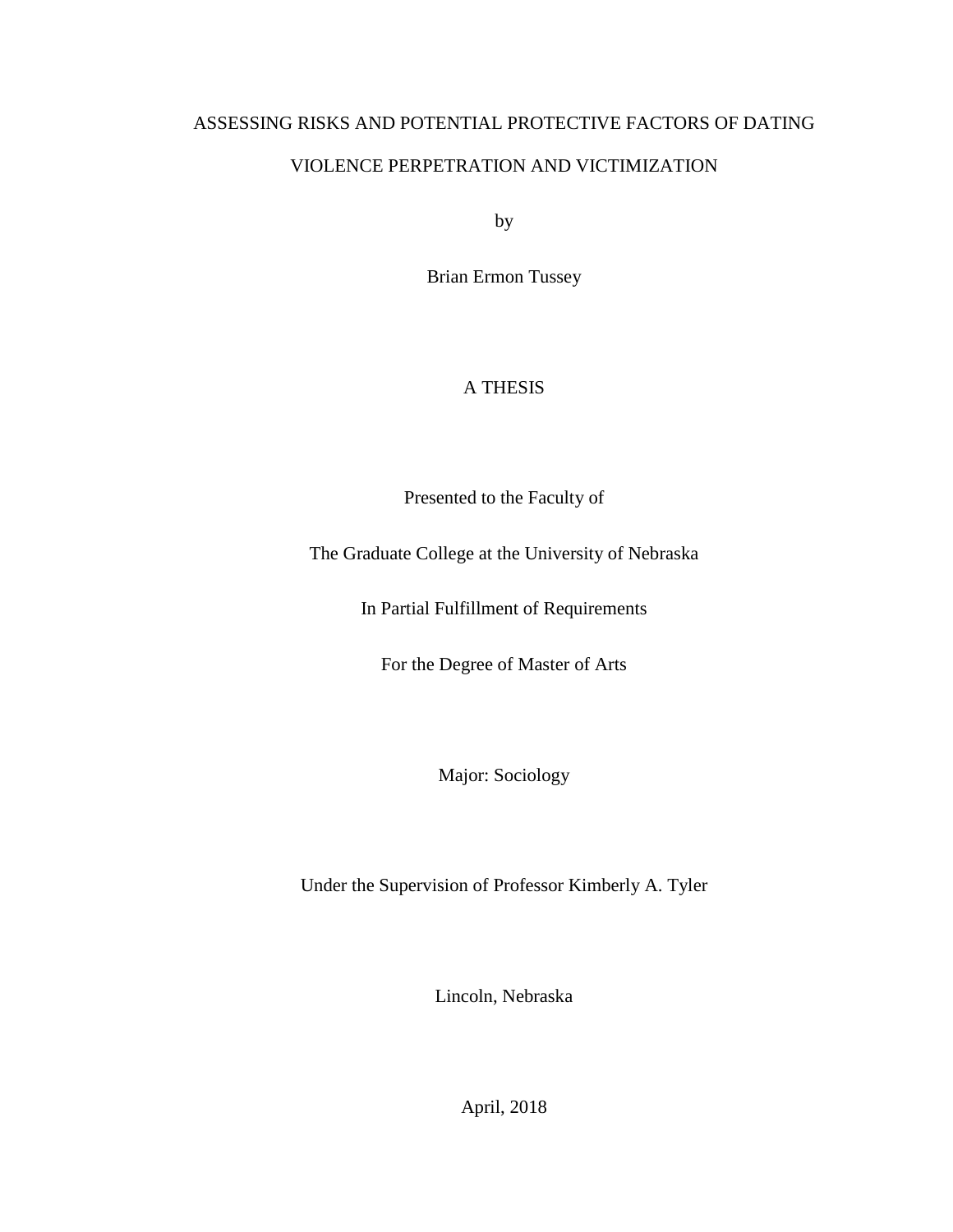# ASSESSING RISKS AND POTENTIAL PROTECTIVE FACTORS OF DATING VIOLENCE PERPETRATION AND VICTIMIZATION

by

Brian Ermon Tussey

A THESIS

Presented to the Faculty of

The Graduate College at the University of Nebraska

In Partial Fulfillment of Requirements

For the Degree of Master of Arts

Major: Sociology

Under the Supervision of Professor Kimberly A. Tyler

Lincoln, Nebraska

April, 2018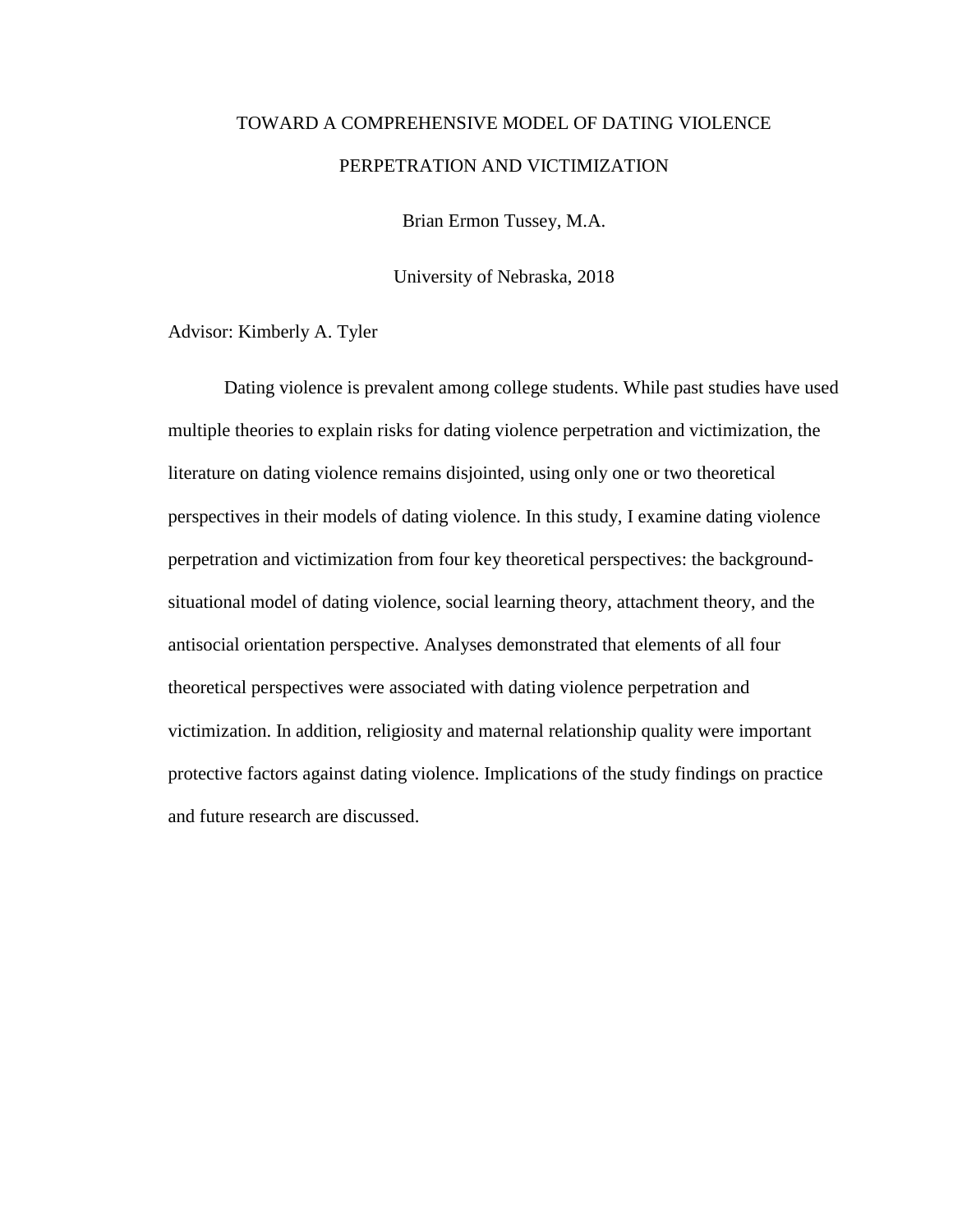# TOWARD A COMPREHENSIVE MODEL OF DATING VIOLENCE PERPETRATION AND VICTIMIZATION

Brian Ermon Tussey, M.A.

University of Nebraska, 2018

Advisor: Kimberly A. Tyler

Dating violence is prevalent among college students. While past studies have used multiple theories to explain risks for dating violence perpetration and victimization, the literature on dating violence remains disjointed, using only one or two theoretical perspectives in their models of dating violence. In this study, I examine dating violence perpetration and victimization from four key theoretical perspectives: the background-situational model of dating violence, social learning theory, attachment theory, and the antisocial orientation perspective. Analyses demonstrated that elements of all four theoretical perspectives were associated with dating violence perpetration and victimization. In addition, religiosity and maternal relationship quality were important protective factors against dating violence. Implications of the study findings on practice and future research are discussed.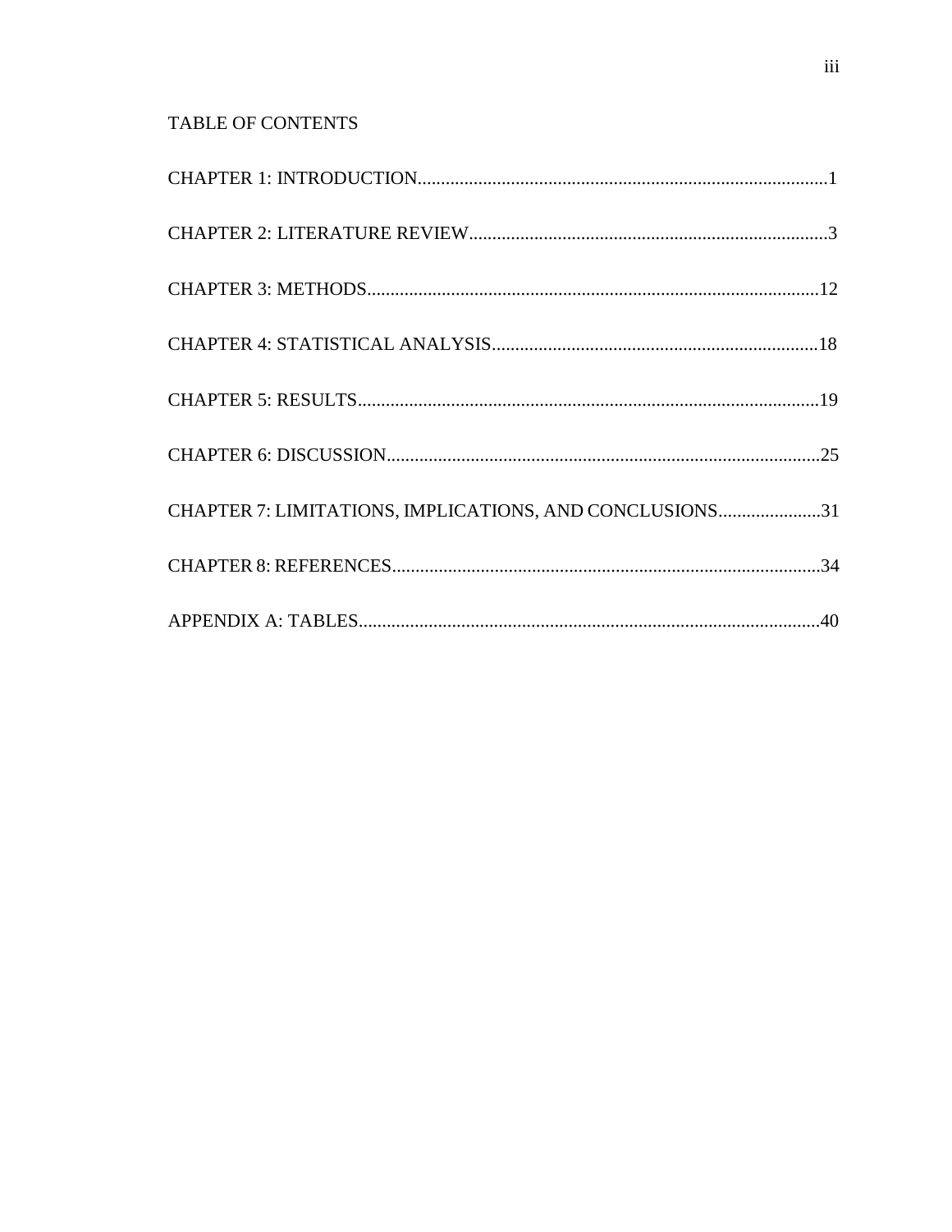# TABLE OF CONTENTS

CHAPTER 1: INTRODUCTION........................................................................................1

CHAPTER 2: LITERATURE REVIEW.............................................................................3

CHAPTER 3: METHODS.................................................................................................12

CHAPTER 4: STATISTICAL ANALYSIS......................................................................18

CHAPTER 5: RESULTS...................................................................................................19

CHAPTER 6: DISCUSSION.............................................................................................25

CHAPTER 7: LIMITATIONS, IMPLICATIONS, AND CONCLUSIONS......................31

CHAPTER 8: REFERENCES............................................................................................34

APPENDIX A: TABLES...................................................................................................40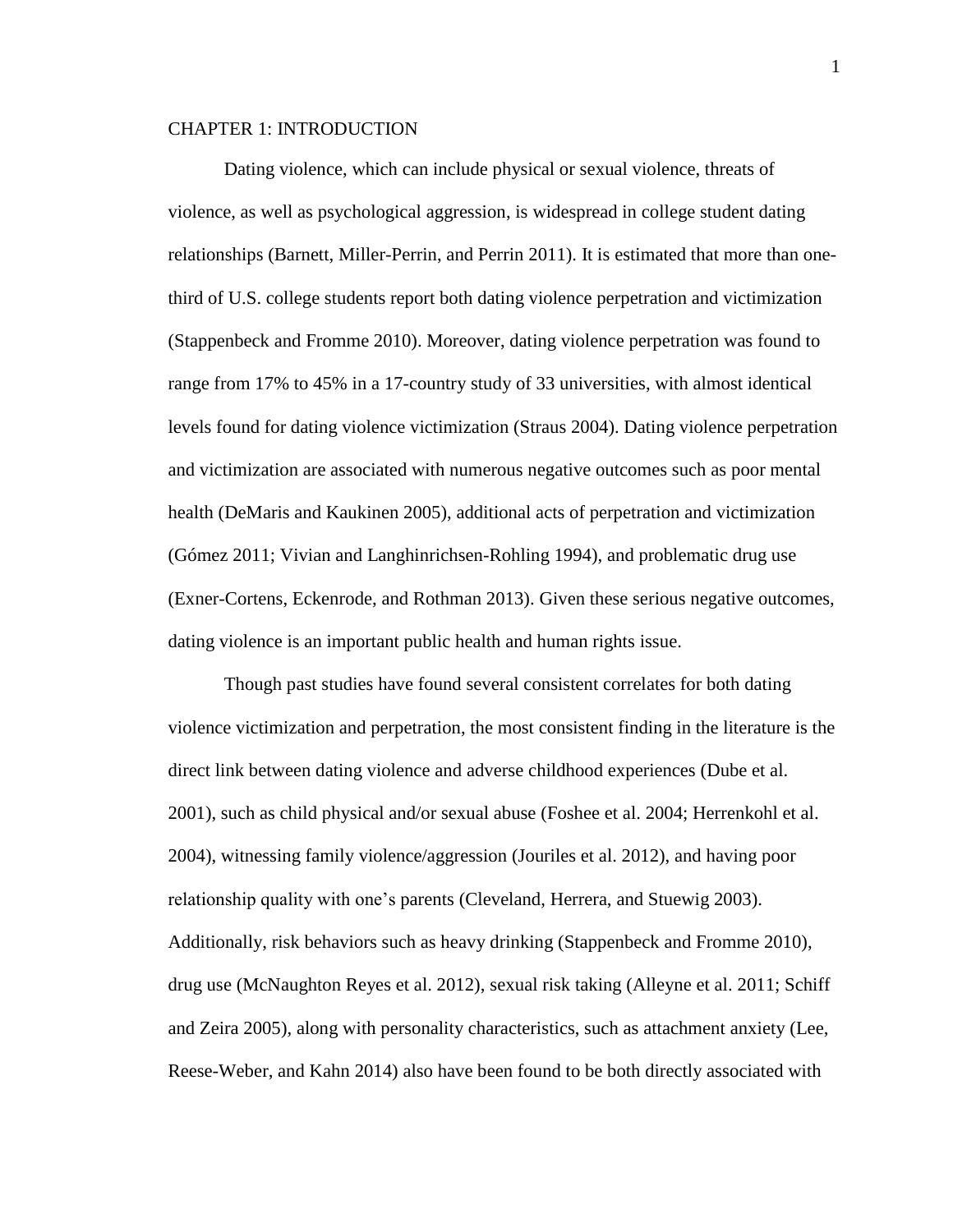# CHAPTER 1: INTRODUCTION

Dating violence, which can include physical or sexual violence, threats of violence, as well as psychological aggression, is widespread in college student dating relationships (Barnett, Miller-Perrin, and Perrin 2011). It is estimated that more than one-third of U.S. college students report both dating violence perpetration and victimization (Stappenbeck and Fromme 2010). Moreover, dating violence perpetration was found to range from 17% to 45% in a 17-country study of 33 universities, with almost identical levels found for dating violence victimization (Straus 2004). Dating violence perpetration and victimization are associated with numerous negative outcomes such as poor mental health (DeMaris and Kaukinen 2005), additional acts of perpetration and victimization (Gómez 2011; Vivian and Langhinrichsen-Rohling 1994), and problematic drug use (Exner-Cortens, Eckenrode, and Rothman 2013). Given these serious negative outcomes, dating violence is an important public health and human rights issue.

Though past studies have found several consistent correlates for both dating violence victimization and perpetration, the most consistent finding in the literature is the direct link between dating violence and adverse childhood experiences (Dube et al. 2001), such as child physical and/or sexual abuse (Foshee et al. 2004; Herrenkohl et al. 2004), witnessing family violence/aggression (Jouriles et al. 2012), and having poor relationship quality with one's parents (Cleveland, Herrera, and Stuewig 2003). Additionally, risk behaviors such as heavy drinking (Stappenbeck and Fromme 2010), drug use (McNaughton Reyes et al. 2012), sexual risk taking (Alleyne et al. 2011; Schiff and Zeira 2005), along with personality characteristics, such as attachment anxiety (Lee, Reese-Weber, and Kahn 2014) also have been found to be both directly associated with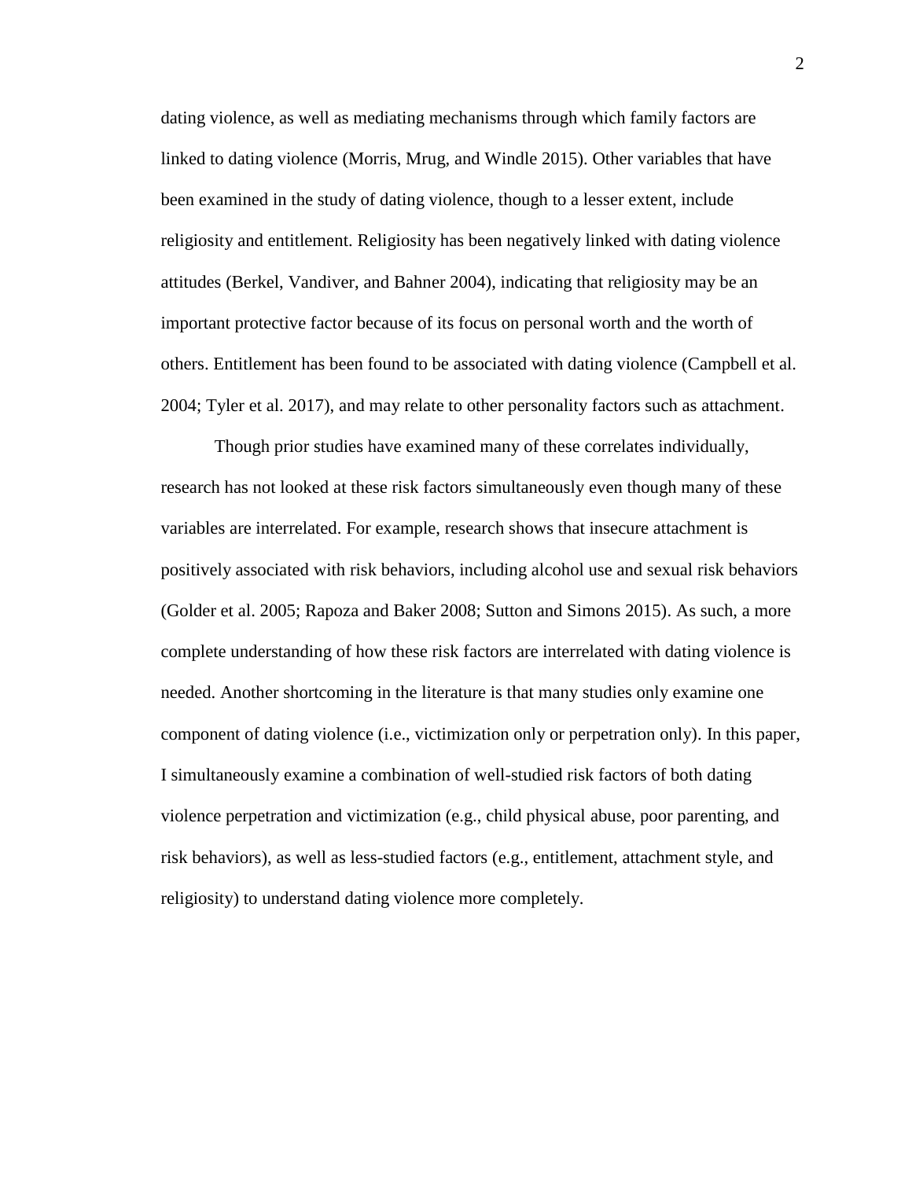dating violence, as well as mediating mechanisms through which family factors are linked to dating violence (Morris, Mrug, and Windle 2015). Other variables that have been examined in the study of dating violence, though to a lesser extent, include religiosity and entitlement. Religiosity has been negatively linked with dating violence attitudes (Berkel, Vandiver, and Bahner 2004), indicating that religiosity may be an important protective factor because of its focus on personal worth and the worth of others. Entitlement has been found to be associated with dating violence (Campbell et al. 2004; Tyler et al. 2017), and may relate to other personality factors such as attachment.

Though prior studies have examined many of these correlates individually, research has not looked at these risk factors simultaneously even though many of these variables are interrelated. For example, research shows that insecure attachment is positively associated with risk behaviors, including alcohol use and sexual risk behaviors (Golder et al. 2005; Rapoza and Baker 2008; Sutton and Simons 2015). As such, a more complete understanding of how these risk factors are interrelated with dating violence is needed. Another shortcoming in the literature is that many studies only examine one component of dating violence (i.e., victimization only or perpetration only). In this paper, I simultaneously examine a combination of well-studied risk factors of both dating violence perpetration and victimization (e.g., child physical abuse, poor parenting, and risk behaviors), as well as less-studied factors (e.g., entitlement, attachment style, and religiosity) to understand dating violence more completely.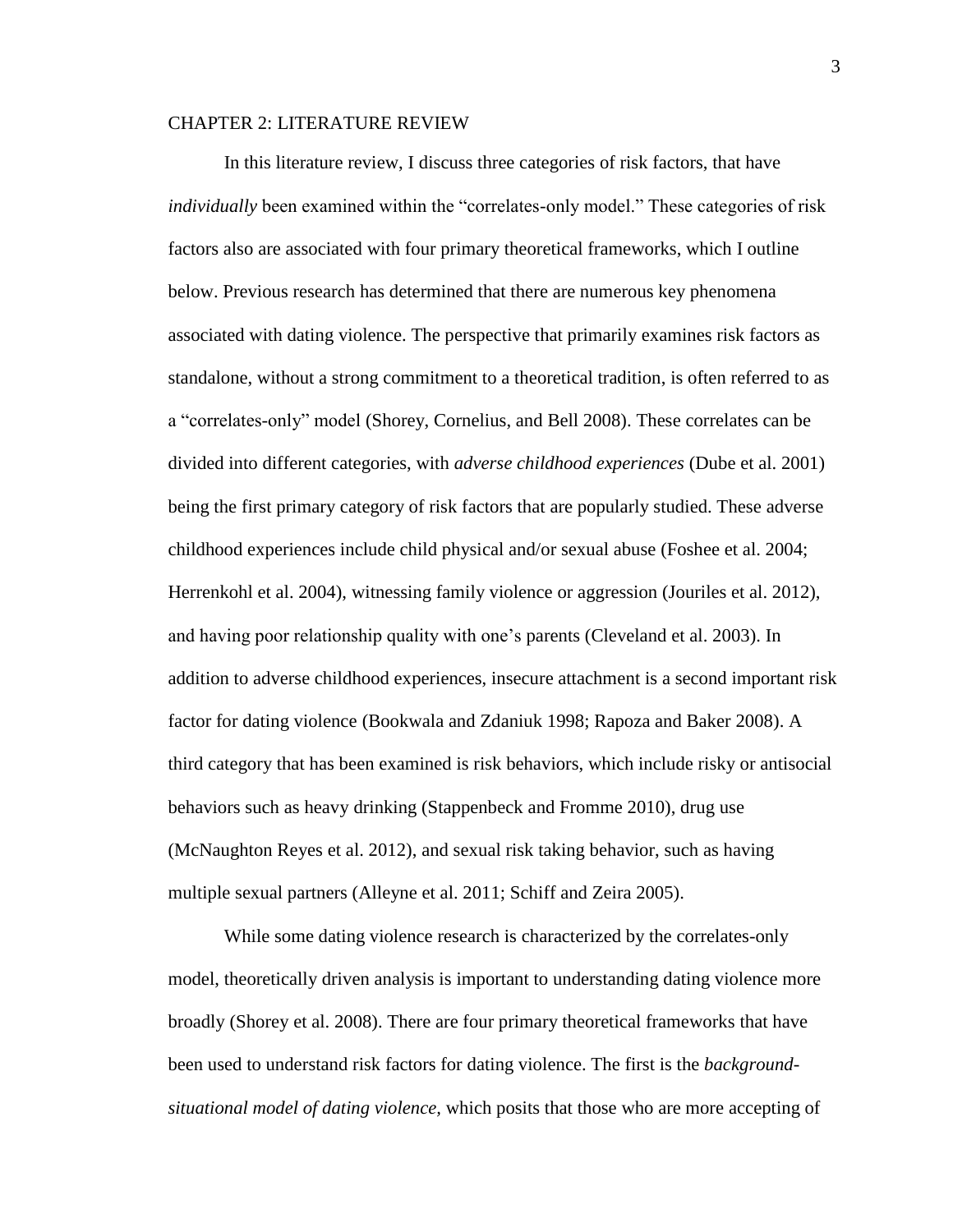## CHAPTER 2: LITERATURE REVIEW

In this literature review, I discuss three categories of risk factors, that have *individually* been examined within the "correlates-only model." These categories of risk factors also are associated with four primary theoretical frameworks, which I outline below. Previous research has determined that there are numerous key phenomena associated with dating violence. The perspective that primarily examines risk factors as standalone, without a strong commitment to a theoretical tradition, is often referred to as a "correlates-only" model (Shorey, Cornelius, and Bell 2008). These correlates can be divided into different categories, with *adverse childhood experiences* (Dube et al. 2001) being the first primary category of risk factors that are popularly studied. These adverse childhood experiences include child physical and/or sexual abuse (Foshee et al. 2004; Herrenkohl et al. 2004), witnessing family violence or aggression (Jouriles et al. 2012), and having poor relationship quality with one's parents (Cleveland et al. 2003). In addition to adverse childhood experiences, insecure attachment is a second important risk factor for dating violence (Bookwala and Zdaniuk 1998; Rapoza and Baker 2008). A third category that has been examined is risk behaviors, which include risky or antisocial behaviors such as heavy drinking (Stappenbeck and Fromme 2010), drug use (McNaughton Reyes et al. 2012), and sexual risk taking behavior, such as having multiple sexual partners (Alleyne et al. 2011; Schiff and Zeira 2005).

While some dating violence research is characterized by the correlates-only model, theoretically driven analysis is important to understanding dating violence more broadly (Shorey et al. 2008). There are four primary theoretical frameworks that have been used to understand risk factors for dating violence. The first is the *background-situational model of dating violence*, which posits that those who are more accepting of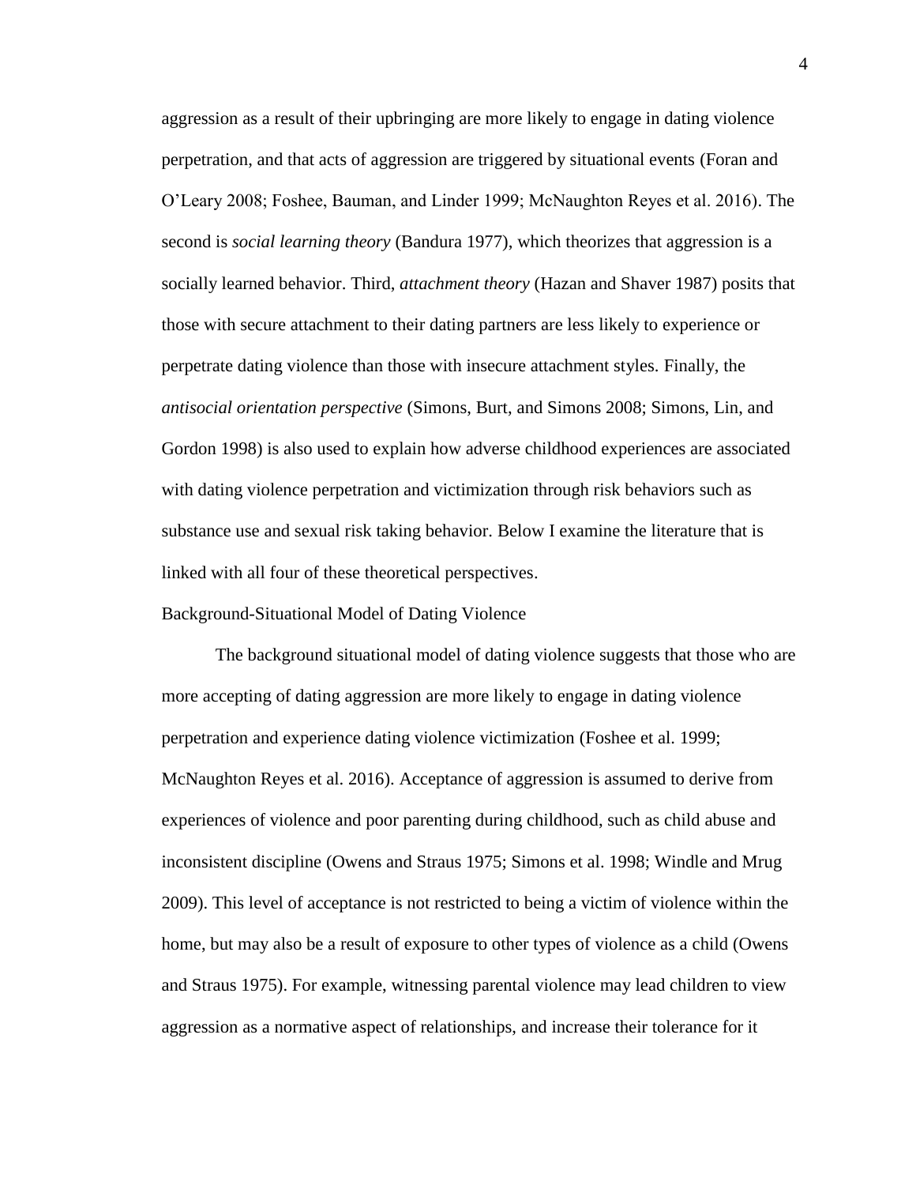aggression as a result of their upbringing are more likely to engage in dating violence perpetration, and that acts of aggression are triggered by situational events (Foran and O'Leary 2008; Foshee, Bauman, and Linder 1999; McNaughton Reyes et al. 2016). The second is *social learning theory* (Bandura 1977), which theorizes that aggression is a socially learned behavior. Third, *attachment theory* (Hazan and Shaver 1987) posits that those with secure attachment to their dating partners are less likely to experience or perpetrate dating violence than those with insecure attachment styles. Finally, the *antisocial orientation perspective* (Simons, Burt, and Simons 2008; Simons, Lin, and Gordon 1998) is also used to explain how adverse childhood experiences are associated with dating violence perpetration and victimization through risk behaviors such as substance use and sexual risk taking behavior. Below I examine the literature that is linked with all four of these theoretical perspectives.

## Background-Situational Model of Dating Violence

The background situational model of dating violence suggests that those who are more accepting of dating aggression are more likely to engage in dating violence perpetration and experience dating violence victimization (Foshee et al. 1999; McNaughton Reyes et al. 2016). Acceptance of aggression is assumed to derive from experiences of violence and poor parenting during childhood, such as child abuse and inconsistent discipline (Owens and Straus 1975; Simons et al. 1998; Windle and Mrug 2009). This level of acceptance is not restricted to being a victim of violence within the home, but may also be a result of exposure to other types of violence as a child (Owens and Straus 1975). For example, witnessing parental violence may lead children to view aggression as a normative aspect of relationships, and increase their tolerance for it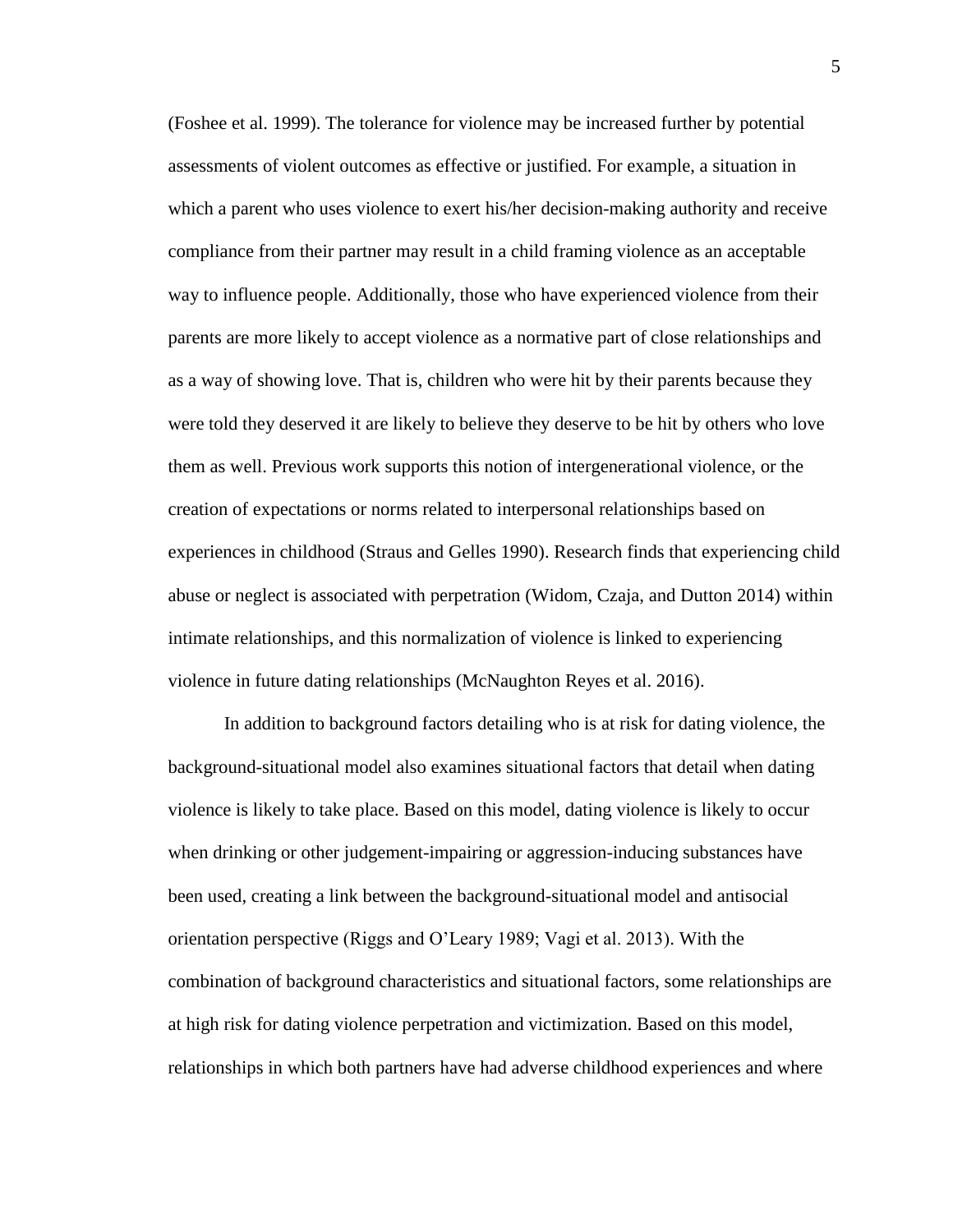(Foshee et al. 1999). The tolerance for violence may be increased further by potential assessments of violent outcomes as effective or justified. For example, a situation in which a parent who uses violence to exert his/her decision-making authority and receive compliance from their partner may result in a child framing violence as an acceptable way to influence people. Additionally, those who have experienced violence from their parents are more likely to accept violence as a normative part of close relationships and as a way of showing love. That is, children who were hit by their parents because they were told they deserved it are likely to believe they deserve to be hit by others who love them as well. Previous work supports this notion of intergenerational violence, or the creation of expectations or norms related to interpersonal relationships based on experiences in childhood (Straus and Gelles 1990). Research finds that experiencing child abuse or neglect is associated with perpetration (Widom, Czaja, and Dutton 2014) within intimate relationships, and this normalization of violence is linked to experiencing violence in future dating relationships (McNaughton Reyes et al. 2016).

In addition to background factors detailing who is at risk for dating violence, the background-situational model also examines situational factors that detail when dating violence is likely to take place. Based on this model, dating violence is likely to occur when drinking or other judgement-impairing or aggression-inducing substances have been used, creating a link between the background-situational model and antisocial orientation perspective (Riggs and O'Leary 1989; Vagi et al. 2013). With the combination of background characteristics and situational factors, some relationships are at high risk for dating violence perpetration and victimization. Based on this model, relationships in which both partners have had adverse childhood experiences and where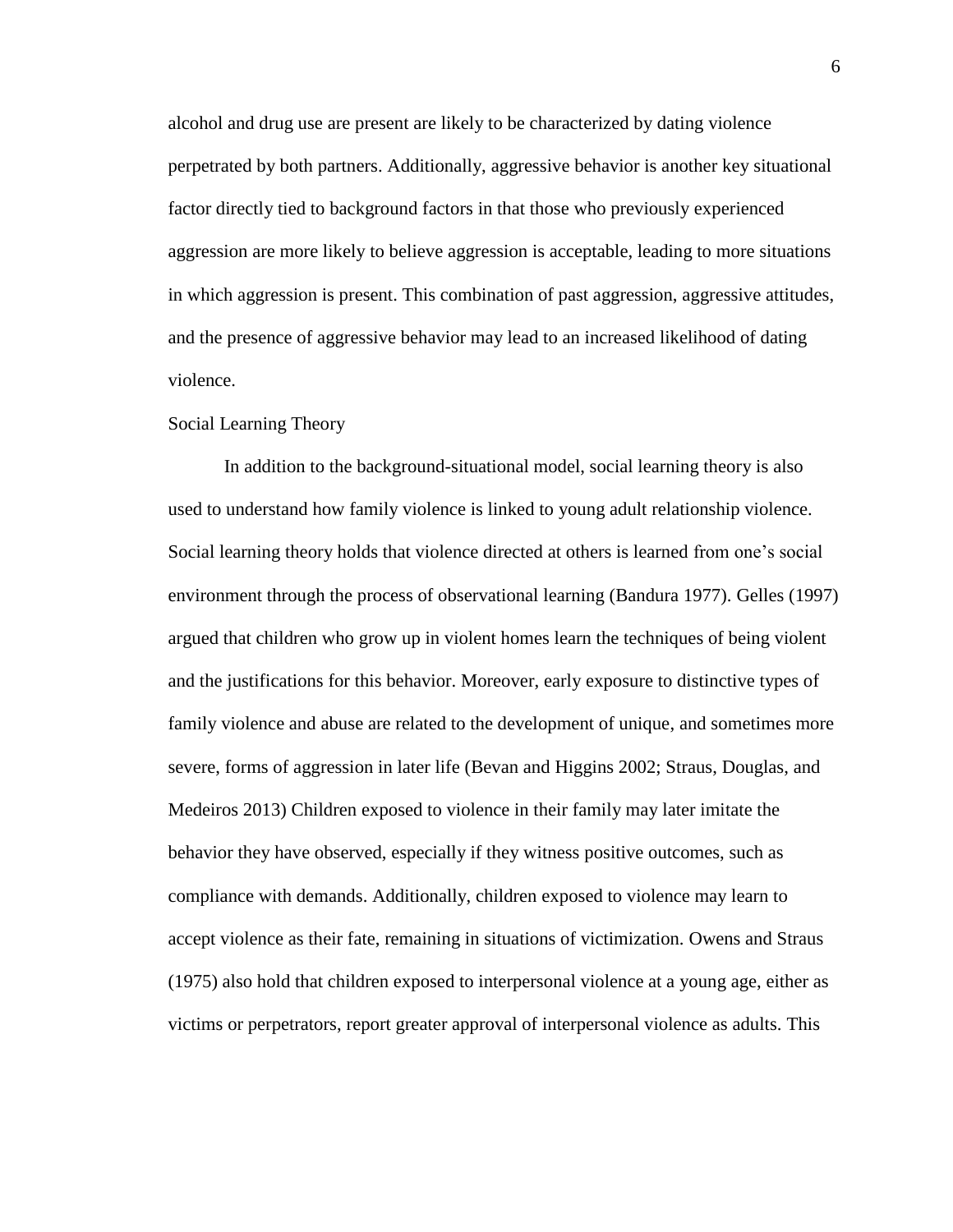alcohol and drug use are present are likely to be characterized by dating violence perpetrated by both partners. Additionally, aggressive behavior is another key situational factor directly tied to background factors in that those who previously experienced aggression are more likely to believe aggression is acceptable, leading to more situations in which aggression is present. This combination of past aggression, aggressive attitudes, and the presence of aggressive behavior may lead to an increased likelihood of dating violence.

## Social Learning Theory

In addition to the background-situational model, social learning theory is also used to understand how family violence is linked to young adult relationship violence. Social learning theory holds that violence directed at others is learned from one's social environment through the process of observational learning (Bandura 1977). Gelles (1997) argued that children who grow up in violent homes learn the techniques of being violent and the justifications for this behavior. Moreover, early exposure to distinctive types of family violence and abuse are related to the development of unique, and sometimes more severe, forms of aggression in later life (Bevan and Higgins 2002; Straus, Douglas, and Medeiros 2013) Children exposed to violence in their family may later imitate the behavior they have observed, especially if they witness positive outcomes, such as compliance with demands. Additionally, children exposed to violence may learn to accept violence as their fate, remaining in situations of victimization. Owens and Straus (1975) also hold that children exposed to interpersonal violence at a young age, either as victims or perpetrators, report greater approval of interpersonal violence as adults. This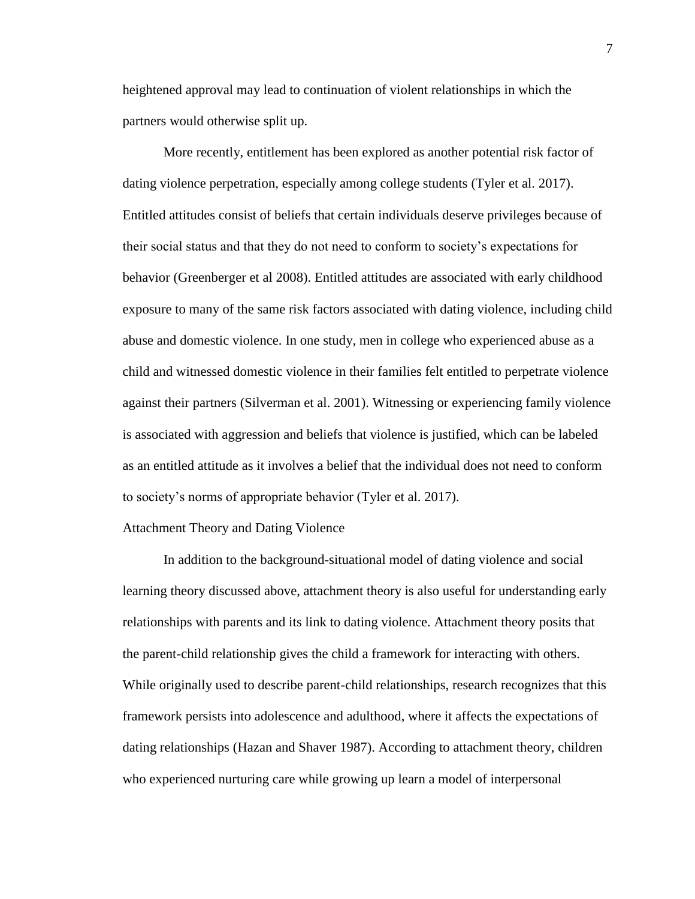heightened approval may lead to continuation of violent relationships in which the partners would otherwise split up.

More recently, entitlement has been explored as another potential risk factor of dating violence perpetration, especially among college students (Tyler et al. 2017). Entitled attitudes consist of beliefs that certain individuals deserve privileges because of their social status and that they do not need to conform to society's expectations for behavior (Greenberger et al 2008). Entitled attitudes are associated with early childhood exposure to many of the same risk factors associated with dating violence, including child abuse and domestic violence. In one study, men in college who experienced abuse as a child and witnessed domestic violence in their families felt entitled to perpetrate violence against their partners (Silverman et al. 2001). Witnessing or experiencing family violence is associated with aggression and beliefs that violence is justified, which can be labeled as an entitled attitude as it involves a belief that the individual does not need to conform to society's norms of appropriate behavior (Tyler et al. 2017).

## Attachment Theory and Dating Violence

In addition to the background-situational model of dating violence and social learning theory discussed above, attachment theory is also useful for understanding early relationships with parents and its link to dating violence. Attachment theory posits that the parent-child relationship gives the child a framework for interacting with others. While originally used to describe parent-child relationships, research recognizes that this framework persists into adolescence and adulthood, where it affects the expectations of dating relationships (Hazan and Shaver 1987). According to attachment theory, children who experienced nurturing care while growing up learn a model of interpersonal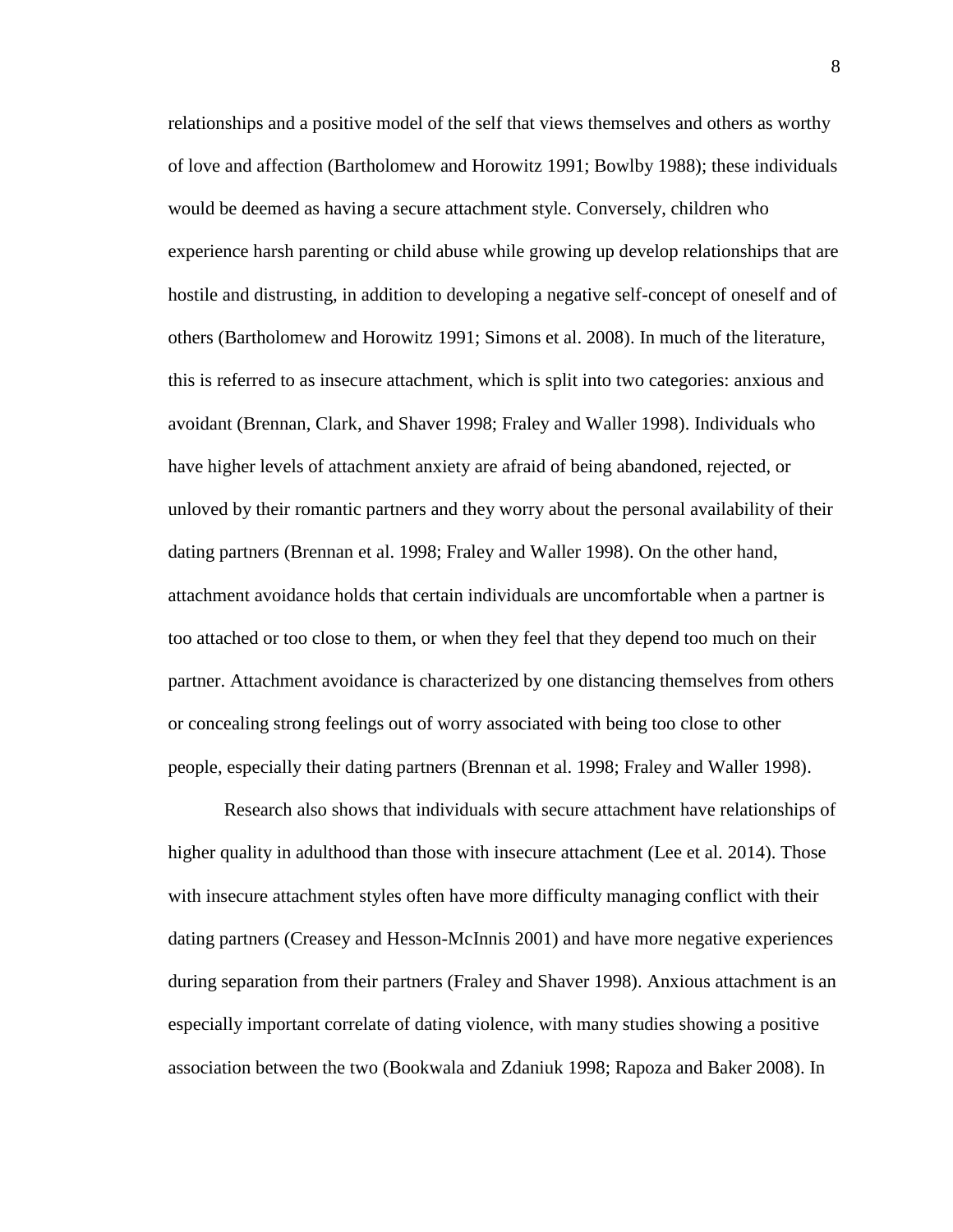relationships and a positive model of the self that views themselves and others as worthy of love and affection (Bartholomew and Horowitz 1991; Bowlby 1988); these individuals would be deemed as having a secure attachment style. Conversely, children who experience harsh parenting or child abuse while growing up develop relationships that are hostile and distrusting, in addition to developing a negative self-concept of oneself and of others (Bartholomew and Horowitz 1991; Simons et al. 2008). In much of the literature, this is referred to as insecure attachment, which is split into two categories: anxious and avoidant (Brennan, Clark, and Shaver 1998; Fraley and Waller 1998). Individuals who have higher levels of attachment anxiety are afraid of being abandoned, rejected, or unloved by their romantic partners and they worry about the personal availability of their dating partners (Brennan et al. 1998; Fraley and Waller 1998). On the other hand, attachment avoidance holds that certain individuals are uncomfortable when a partner is too attached or too close to them, or when they feel that they depend too much on their partner. Attachment avoidance is characterized by one distancing themselves from others or concealing strong feelings out of worry associated with being too close to other people, especially their dating partners (Brennan et al. 1998; Fraley and Waller 1998).

Research also shows that individuals with secure attachment have relationships of higher quality in adulthood than those with insecure attachment (Lee et al. 2014). Those with insecure attachment styles often have more difficulty managing conflict with their dating partners (Creasey and Hesson-McInnis 2001) and have more negative experiences during separation from their partners (Fraley and Shaver 1998). Anxious attachment is an especially important correlate of dating violence, with many studies showing a positive association between the two (Bookwala and Zdaniuk 1998; Rapoza and Baker 2008). In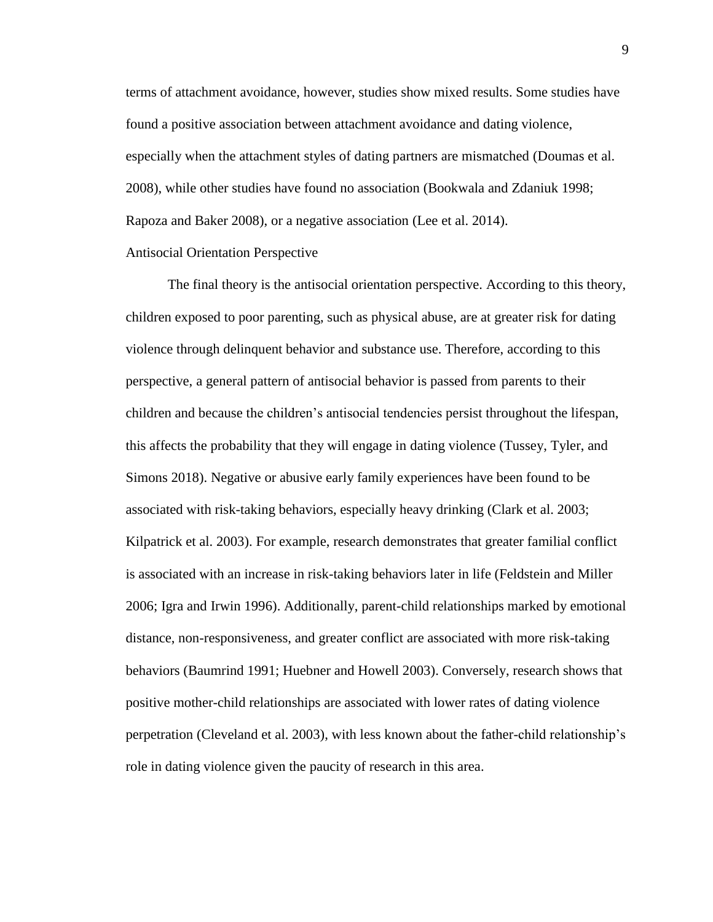terms of attachment avoidance, however, studies show mixed results. Some studies have found a positive association between attachment avoidance and dating violence, especially when the attachment styles of dating partners are mismatched (Doumas et al. 2008), while other studies have found no association (Bookwala and Zdaniuk 1998; Rapoza and Baker 2008), or a negative association (Lee et al. 2014).

### Antisocial Orientation Perspective

The final theory is the antisocial orientation perspective. According to this theory, children exposed to poor parenting, such as physical abuse, are at greater risk for dating violence through delinquent behavior and substance use. Therefore, according to this perspective, a general pattern of antisocial behavior is passed from parents to their children and because the children's antisocial tendencies persist throughout the lifespan, this affects the probability that they will engage in dating violence (Tussey, Tyler, and Simons 2018). Negative or abusive early family experiences have been found to be associated with risk-taking behaviors, especially heavy drinking (Clark et al. 2003; Kilpatrick et al. 2003). For example, research demonstrates that greater familial conflict is associated with an increase in risk-taking behaviors later in life (Feldstein and Miller 2006; Igra and Irwin 1996). Additionally, parent-child relationships marked by emotional distance, non-responsiveness, and greater conflict are associated with more risk-taking behaviors (Baumrind 1991; Huebner and Howell 2003). Conversely, research shows that positive mother-child relationships are associated with lower rates of dating violence perpetration (Cleveland et al. 2003), with less known about the father-child relationship's role in dating violence given the paucity of research in this area.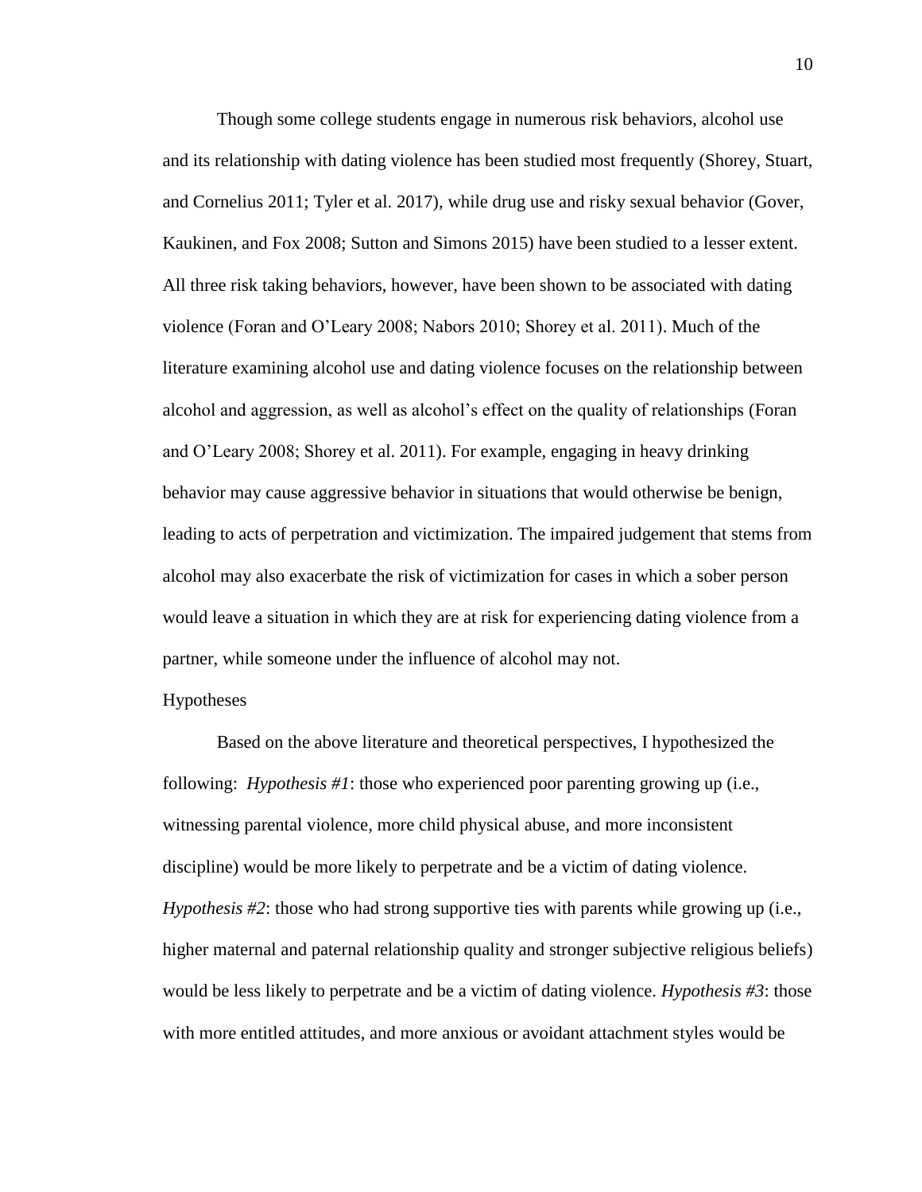Though some college students engage in numerous risk behaviors, alcohol use and its relationship with dating violence has been studied most frequently (Shorey, Stuart, and Cornelius 2011; Tyler et al. 2017), while drug use and risky sexual behavior (Gover, Kaukinen, and Fox 2008; Sutton and Simons 2015) have been studied to a lesser extent. All three risk taking behaviors, however, have been shown to be associated with dating violence (Foran and O'Leary 2008; Nabors 2010; Shorey et al. 2011). Much of the literature examining alcohol use and dating violence focuses on the relationship between alcohol and aggression, as well as alcohol's effect on the quality of relationships (Foran and O'Leary 2008; Shorey et al. 2011). For example, engaging in heavy drinking behavior may cause aggressive behavior in situations that would otherwise be benign, leading to acts of perpetration and victimization. The impaired judgement that stems from alcohol may also exacerbate the risk of victimization for cases in which a sober person would leave a situation in which they are at risk for experiencing dating violence from a partner, while someone under the influence of alcohol may not.

## Hypotheses

Based on the above literature and theoretical perspectives, I hypothesized the following: *Hypothesis #1*: those who experienced poor parenting growing up (i.e., witnessing parental violence, more child physical abuse, and more inconsistent discipline) would be more likely to perpetrate and be a victim of dating violence. *Hypothesis #2*: those who had strong supportive ties with parents while growing up (i.e., higher maternal and paternal relationship quality and stronger subjective religious beliefs) would be less likely to perpetrate and be a victim of dating violence. *Hypothesis #3*: those with more entitled attitudes, and more anxious or avoidant attachment styles would be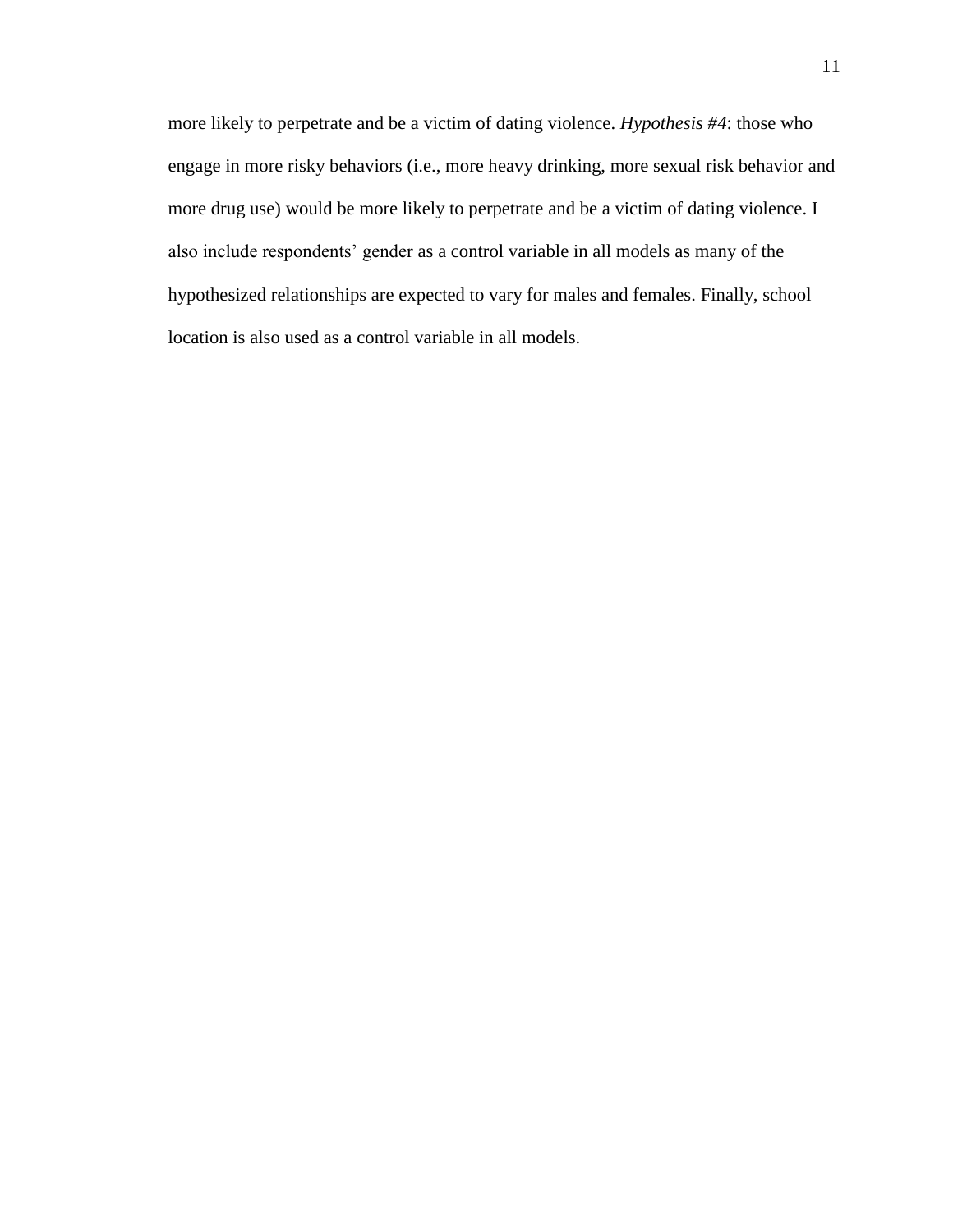more likely to perpetrate and be a victim of dating violence. *Hypothesis #4*: those who engage in more risky behaviors (i.e., more heavy drinking, more sexual risk behavior and more drug use) would be more likely to perpetrate and be a victim of dating violence. I also include respondents' gender as a control variable in all models as many of the hypothesized relationships are expected to vary for males and females. Finally, school location is also used as a control variable in all models.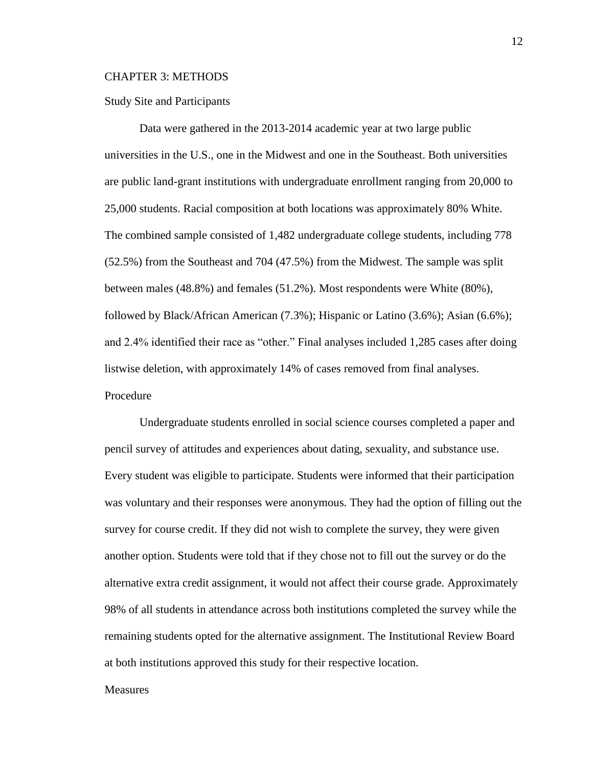# CHAPTER 3: METHODS

## Study Site and Participants

Data were gathered in the 2013-2014 academic year at two large public universities in the U.S., one in the Midwest and one in the Southeast. Both universities are public land-grant institutions with undergraduate enrollment ranging from 20,000 to 25,000 students. Racial composition at both locations was approximately 80% White. The combined sample consisted of 1,482 undergraduate college students, including 778 (52.5%) from the Southeast and 704 (47.5%) from the Midwest. The sample was split between males (48.8%) and females (51.2%). Most respondents were White (80%), followed by Black/African American (7.3%); Hispanic or Latino (3.6%); Asian (6.6%); and 2.4% identified their race as "other." Final analyses included 1,285 cases after doing listwise deletion, with approximately 14% of cases removed from final analyses.

## Procedure

Undergraduate students enrolled in social science courses completed a paper and pencil survey of attitudes and experiences about dating, sexuality, and substance use. Every student was eligible to participate. Students were informed that their participation was voluntary and their responses were anonymous. They had the option of filling out the survey for course credit. If they did not wish to complete the survey, they were given another option. Students were told that if they chose not to fill out the survey or do the alternative extra credit assignment, it would not affect their course grade. Approximately 98% of all students in attendance across both institutions completed the survey while the remaining students opted for the alternative assignment. The Institutional Review Board at both institutions approved this study for their respective location.

## Measures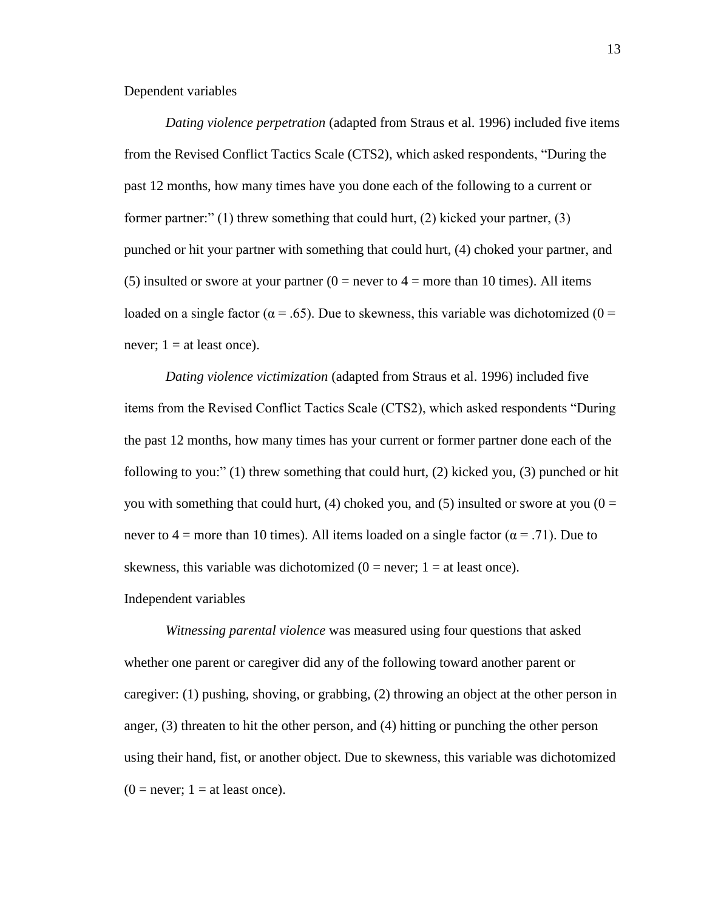Dependent variables

*Dating violence perpetration* (adapted from Straus et al. 1996) included five items from the Revised Conflict Tactics Scale (CTS2), which asked respondents, "During the past 12 months, how many times have you done each of the following to a current or former partner:" (1) threw something that could hurt, (2) kicked your partner, (3) punched or hit your partner with something that could hurt, (4) choked your partner, and (5) insulted or swore at your partner (0 = never to 4 = more than 10 times). All items loaded on a single factor ($\alpha = .65$). Due to skewness, this variable was dichotomized (0 = never; 1 = at least once).

*Dating violence victimization* (adapted from Straus et al. 1996) included five items from the Revised Conflict Tactics Scale (CTS2), which asked respondents "During the past 12 months, how many times has your current or former partner done each of the following to you:" (1) threw something that could hurt, (2) kicked you, (3) punched or hit you with something that could hurt, (4) choked you, and (5) insulted or swore at you (0 = never to 4 = more than 10 times). All items loaded on a single factor ($\alpha = .71$). Due to skewness, this variable was dichotomized (0 = never; 1 = at least once).

Independent variables

*Witnessing parental violence* was measured using four questions that asked whether one parent or caregiver did any of the following toward another parent or caregiver: (1) pushing, shoving, or grabbing, (2) throwing an object at the other person in anger, (3) threaten to hit the other person, and (4) hitting or punching the other person using their hand, fist, or another object. Due to skewness, this variable was dichotomized (0 = never; 1 = at least once).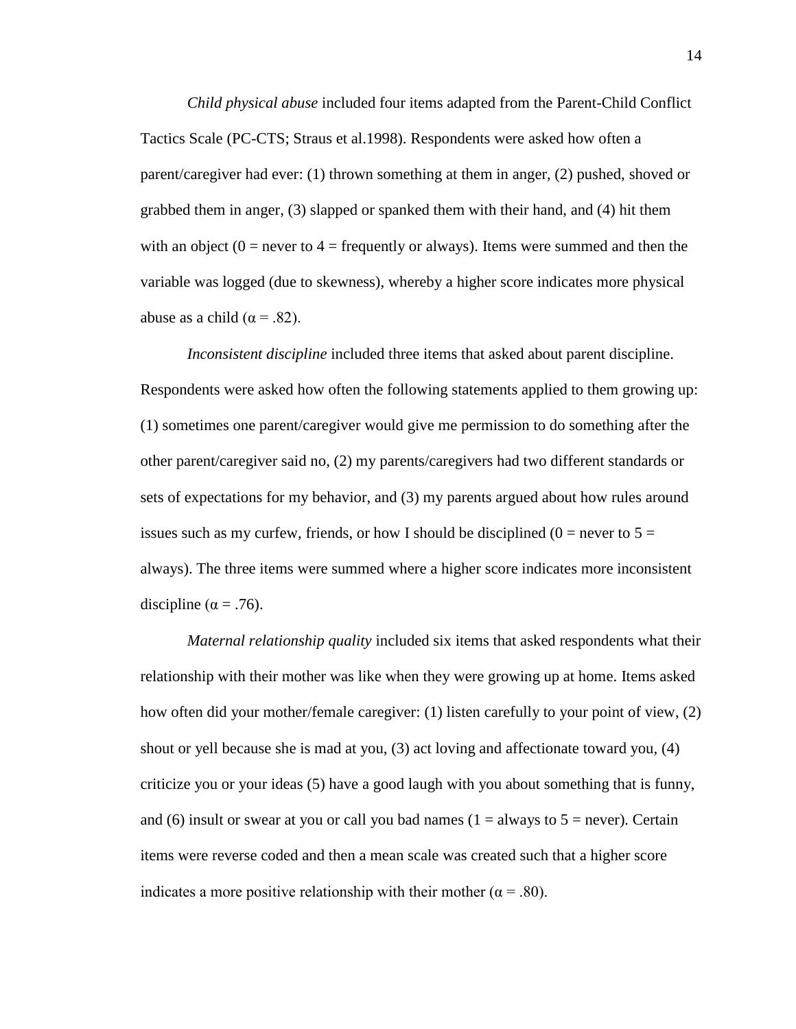*Child physical abuse* included four items adapted from the Parent-Child Conflict Tactics Scale (PC-CTS; Straus et al.1998). Respondents were asked how often a parent/caregiver had ever: (1) thrown something at them in anger, (2) pushed, shoved or grabbed them in anger, (3) slapped or spanked them with their hand, and (4) hit them with an object (0 = never to 4 = frequently or always). Items were summed and then the variable was logged (due to skewness), whereby a higher score indicates more physical abuse as a child ($\alpha = .82$).

*Inconsistent discipline* included three items that asked about parent discipline. Respondents were asked how often the following statements applied to them growing up: (1) sometimes one parent/caregiver would give me permission to do something after the other parent/caregiver said no, (2) my parents/caregivers had two different standards or sets of expectations for my behavior, and (3) my parents argued about how rules around issues such as my curfew, friends, or how I should be disciplined (0 = never to 5 = always). The three items were summed where a higher score indicates more inconsistent discipline ($\alpha = .76$).

*Maternal relationship quality* included six items that asked respondents what their relationship with their mother was like when they were growing up at home. Items asked how often did your mother/female caregiver: (1) listen carefully to your point of view, (2) shout or yell because she is mad at you, (3) act loving and affectionate toward you, (4) criticize you or your ideas (5) have a good laugh with you about something that is funny, and (6) insult or swear at you or call you bad names (1 = always to 5 = never). Certain items were reverse coded and then a mean scale was created such that a higher score indicates a more positive relationship with their mother ($\alpha = .80$).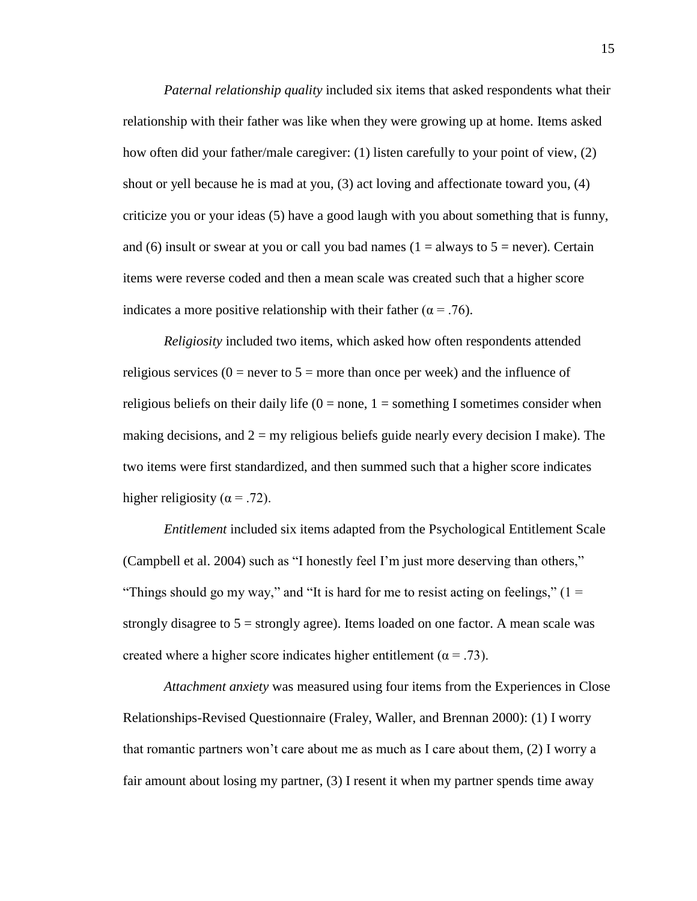*Paternal relationship quality* included six items that asked respondents what their relationship with their father was like when they were growing up at home. Items asked how often did your father/male caregiver: (1) listen carefully to your point of view, (2) shout or yell because he is mad at you, (3) act loving and affectionate toward you, (4) criticize you or your ideas (5) have a good laugh with you about something that is funny, and (6) insult or swear at you or call you bad names (1 = always to 5 = never). Certain items were reverse coded and then a mean scale was created such that a higher score indicates a more positive relationship with their father ($\alpha = .76$).

*Religiosity* included two items, which asked how often respondents attended religious services (0 = never to 5 = more than once per week) and the influence of religious beliefs on their daily life (0 = none, 1 = something I sometimes consider when making decisions, and 2 = my religious beliefs guide nearly every decision I make). The two items were first standardized, and then summed such that a higher score indicates higher religiosity ($\alpha = .72$).

*Entitlement* included six items adapted from the Psychological Entitlement Scale (Campbell et al. 2004) such as "I honestly feel I'm just more deserving than others," "Things should go my way," and "It is hard for me to resist acting on feelings," (1 = strongly disagree to 5 = strongly agree). Items loaded on one factor. A mean scale was created where a higher score indicates higher entitlement ($\alpha = .73$).

*Attachment anxiety* was measured using four items from the Experiences in Close Relationships-Revised Questionnaire (Fraley, Waller, and Brennan 2000): (1) I worry that romantic partners won't care about me as much as I care about them, (2) I worry a fair amount about losing my partner, (3) I resent it when my partner spends time away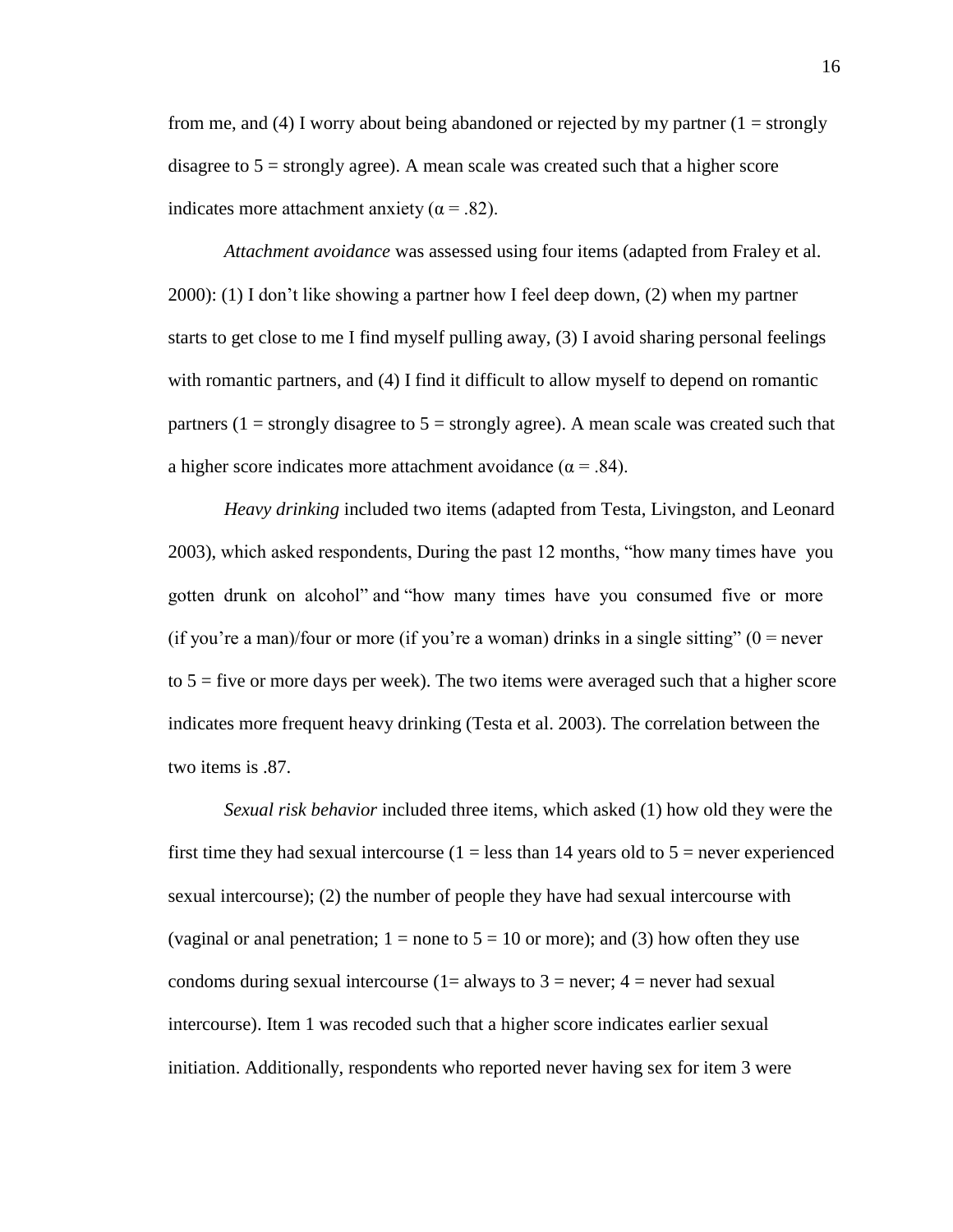from me, and (4) I worry about being abandoned or rejected by my partner (1 = strongly disagree to 5 = strongly agree). A mean scale was created such that a higher score indicates more attachment anxiety ($\alpha = .82$).

*Attachment avoidance* was assessed using four items (adapted from Fraley et al. 2000): (1) I don't like showing a partner how I feel deep down, (2) when my partner starts to get close to me I find myself pulling away, (3) I avoid sharing personal feelings with romantic partners, and (4) I find it difficult to allow myself to depend on romantic partners (1 = strongly disagree to 5 = strongly agree). A mean scale was created such that a higher score indicates more attachment avoidance ($\alpha = .84$).

*Heavy drinking* included two items (adapted from Testa, Livingston, and Leonard 2003), which asked respondents, During the past 12 months, "how many times have you gotten drunk on alcohol" and "how many times have you consumed five or more (if you're a man)/four or more (if you're a woman) drinks in a single sitting" (0 = never to 5 = five or more days per week). The two items were averaged such that a higher score indicates more frequent heavy drinking (Testa et al. 2003). The correlation between the two items is .87.

*Sexual risk behavior* included three items, which asked (1) how old they were the first time they had sexual intercourse (1 = less than 14 years old to 5 = never experienced sexual intercourse); (2) the number of people they have had sexual intercourse with (vaginal or anal penetration; 1 = none to 5 = 10 or more); and (3) how often they use condoms during sexual intercourse (1= always to 3 = never; 4 = never had sexual intercourse). Item 1 was recoded such that a higher score indicates earlier sexual initiation. Additionally, respondents who reported never having sex for item 3 were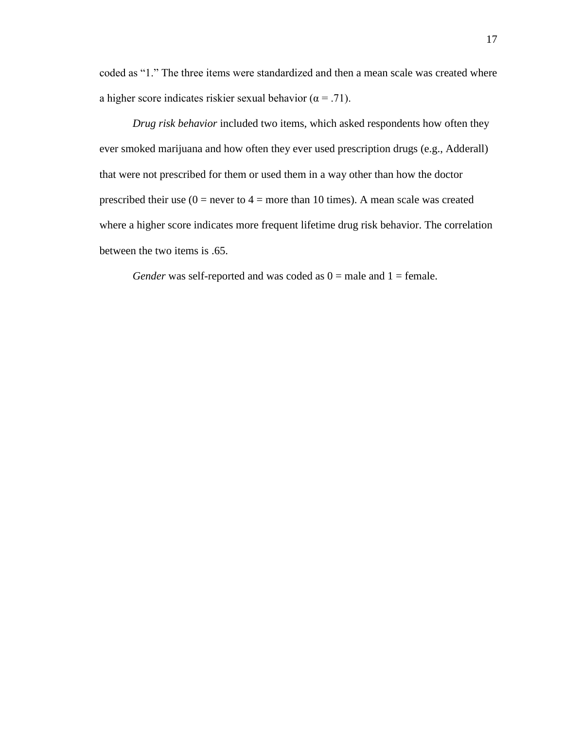coded as “1.” The three items were standardized and then a mean scale was created where a higher score indicates riskier sexual behavior ($\alpha$ = .71).

*Drug risk behavior* included two items, which asked respondents how often they ever smoked marijuana and how often they ever used prescription drugs (e.g., Adderall) that were not prescribed for them or used them in a way other than how the doctor prescribed their use (0 = never to 4 = more than 10 times). A mean scale was created where a higher score indicates more frequent lifetime drug risk behavior. The correlation between the two items is .65.

*Gender* was self-reported and was coded as 0 = male and 1 = female.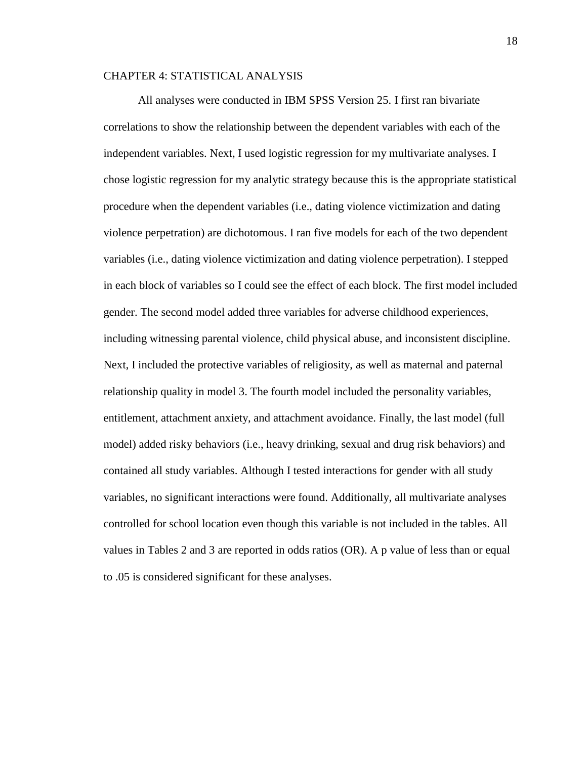## CHAPTER 4: STATISTICAL ANALYSIS

All analyses were conducted in IBM SPSS Version 25. I first ran bivariate correlations to show the relationship between the dependent variables with each of the independent variables. Next, I used logistic regression for my multivariate analyses. I chose logistic regression for my analytic strategy because this is the appropriate statistical procedure when the dependent variables (i.e., dating violence victimization and dating violence perpetration) are dichotomous. I ran five models for each of the two dependent variables (i.e., dating violence victimization and dating violence perpetration). I stepped in each block of variables so I could see the effect of each block. The first model included gender. The second model added three variables for adverse childhood experiences, including witnessing parental violence, child physical abuse, and inconsistent discipline. Next, I included the protective variables of religiosity, as well as maternal and paternal relationship quality in model 3. The fourth model included the personality variables, entitlement, attachment anxiety, and attachment avoidance. Finally, the last model (full model) added risky behaviors (i.e., heavy drinking, sexual and drug risk behaviors) and contained all study variables. Although I tested interactions for gender with all study variables, no significant interactions were found. Additionally, all multivariate analyses controlled for school location even though this variable is not included in the tables. All values in Tables 2 and 3 are reported in odds ratios (OR). A p value of less than or equal to .05 is considered significant for these analyses.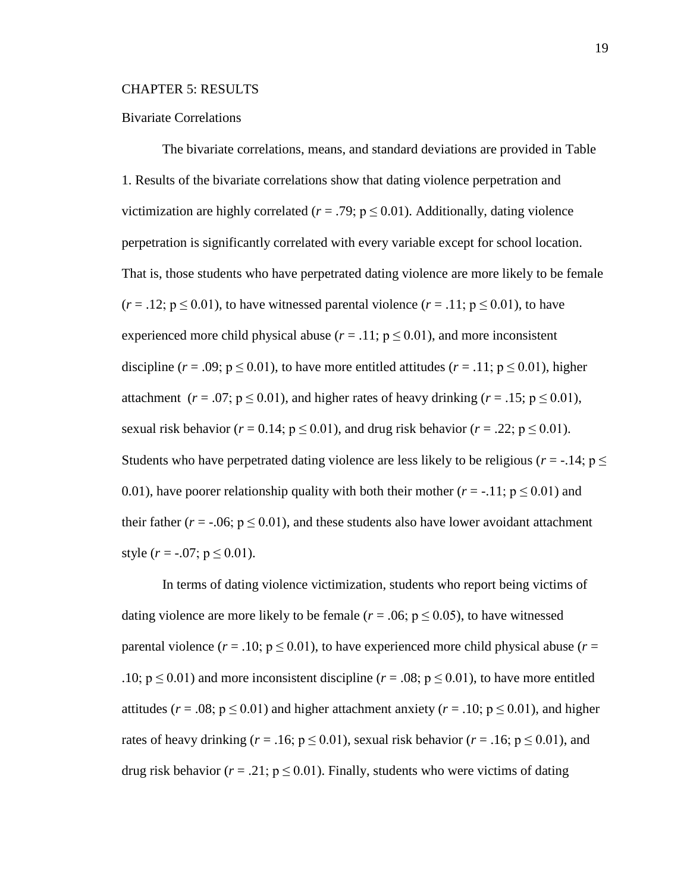# CHAPTER 5: RESULTS

## Bivariate Correlations

The bivariate correlations, means, and standard deviations are provided in Table 1. Results of the bivariate correlations show that dating violence perpetration and victimization are highly correlated ($r$ = .79; $p \leq 0.01$). Additionally, dating violence perpetration is significantly correlated with every variable except for school location. That is, those students who have perpetrated dating violence are more likely to be female ($r$ = .12; $p \leq 0.01$), to have witnessed parental violence ($r$ = .11; $p \leq 0.01$), to have experienced more child physical abuse ($r$ = .11; $p \leq 0.01$), and more inconsistent discipline ($r$ = .09; $p \leq 0.01$), to have more entitled attitudes ($r$ = .11; $p \leq 0.01$), higher attachment ($r$ = .07; $p \leq 0.01$), and higher rates of heavy drinking ($r$ = .15; $p \leq 0.01$), sexual risk behavior ($r$ = 0.14; $p \leq 0.01$), and drug risk behavior ($r$ = .22; $p \leq 0.01$). Students who have perpetrated dating violence are less likely to be religious ($r$ = -.14; $p \leq 0.01$), have poorer relationship quality with both their mother ($r$ = -.11; $p \leq 0.01$) and their father ($r$ = -.06; $p \leq 0.01$), and these students also have lower avoidant attachment style ($r$ = -.07; $p \leq 0.01$).

In terms of dating violence victimization, students who report being victims of dating violence are more likely to be female ($r$ = .06; $p \leq 0.05$), to have witnessed parental violence ($r$ = .10; $p \leq 0.01$), to have experienced more child physical abuse ($r$ = .10; $p \leq 0.01$) and more inconsistent discipline ($r$ = .08; $p \leq 0.01$), to have more entitled attitudes ($r$ = .08; $p \leq 0.01$) and higher attachment anxiety ($r$ = .10; $p \leq 0.01$), and higher rates of heavy drinking ($r$ = .16; $p \leq 0.01$), sexual risk behavior ($r$ = .16; $p \leq 0.01$), and drug risk behavior ($r$ = .21; $p \leq 0.01$). Finally, students who were victims of dating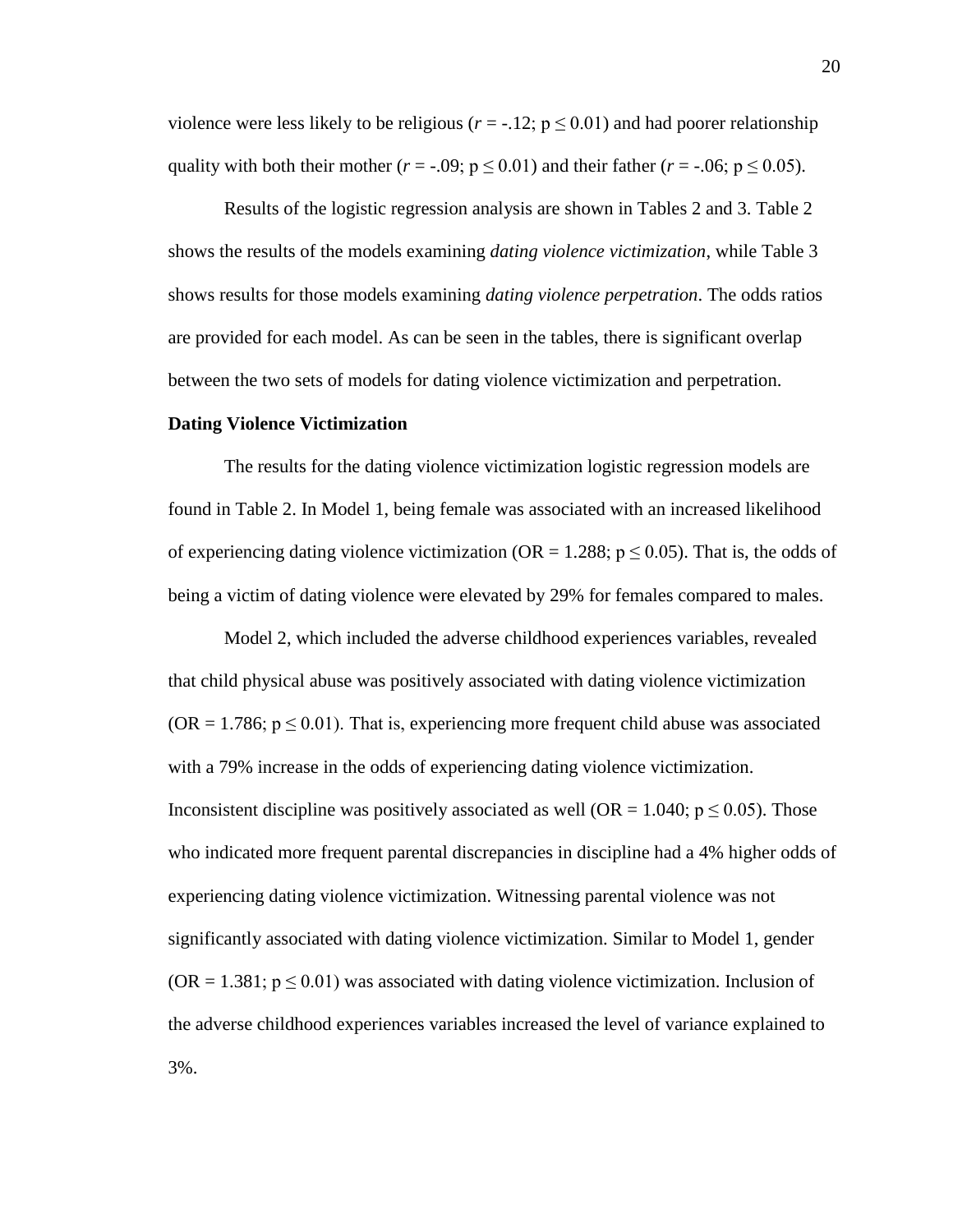violence were less likely to be religious (*r* = -.12; $p \leq 0.01$) and had poorer relationship quality with both their mother (*r* = -.09; $p \leq 0.01$) and their father (*r* = -.06; $p \leq 0.05$).

Results of the logistic regression analysis are shown in Tables 2 and 3. Table 2 shows the results of the models examining *dating violence victimization*, while Table 3 shows results for those models examining *dating violence perpetration*. The odds ratios are provided for each model. As can be seen in the tables, there is significant overlap between the two sets of models for dating violence victimization and perpetration.

**Dating Violence Victimization**

The results for the dating violence victimization logistic regression models are found in Table 2. In Model 1, being female was associated with an increased likelihood of experiencing dating violence victimization (OR = 1.288; $p \leq 0.05$). That is, the odds of being a victim of dating violence were elevated by 29% for females compared to males.

Model 2, which included the adverse childhood experiences variables, revealed that child physical abuse was positively associated with dating violence victimization (OR = 1.786; $p \leq 0.01$). That is, experiencing more frequent child abuse was associated with a 79% increase in the odds of experiencing dating violence victimization. Inconsistent discipline was positively associated as well (OR = 1.040; $p \leq 0.05$). Those who indicated more frequent parental discrepancies in discipline had a 4% higher odds of experiencing dating violence victimization. Witnessing parental violence was not significantly associated with dating violence victimization. Similar to Model 1, gender (OR = 1.381; $p \leq 0.01$) was associated with dating violence victimization. Inclusion of the adverse childhood experiences variables increased the level of variance explained to 3%.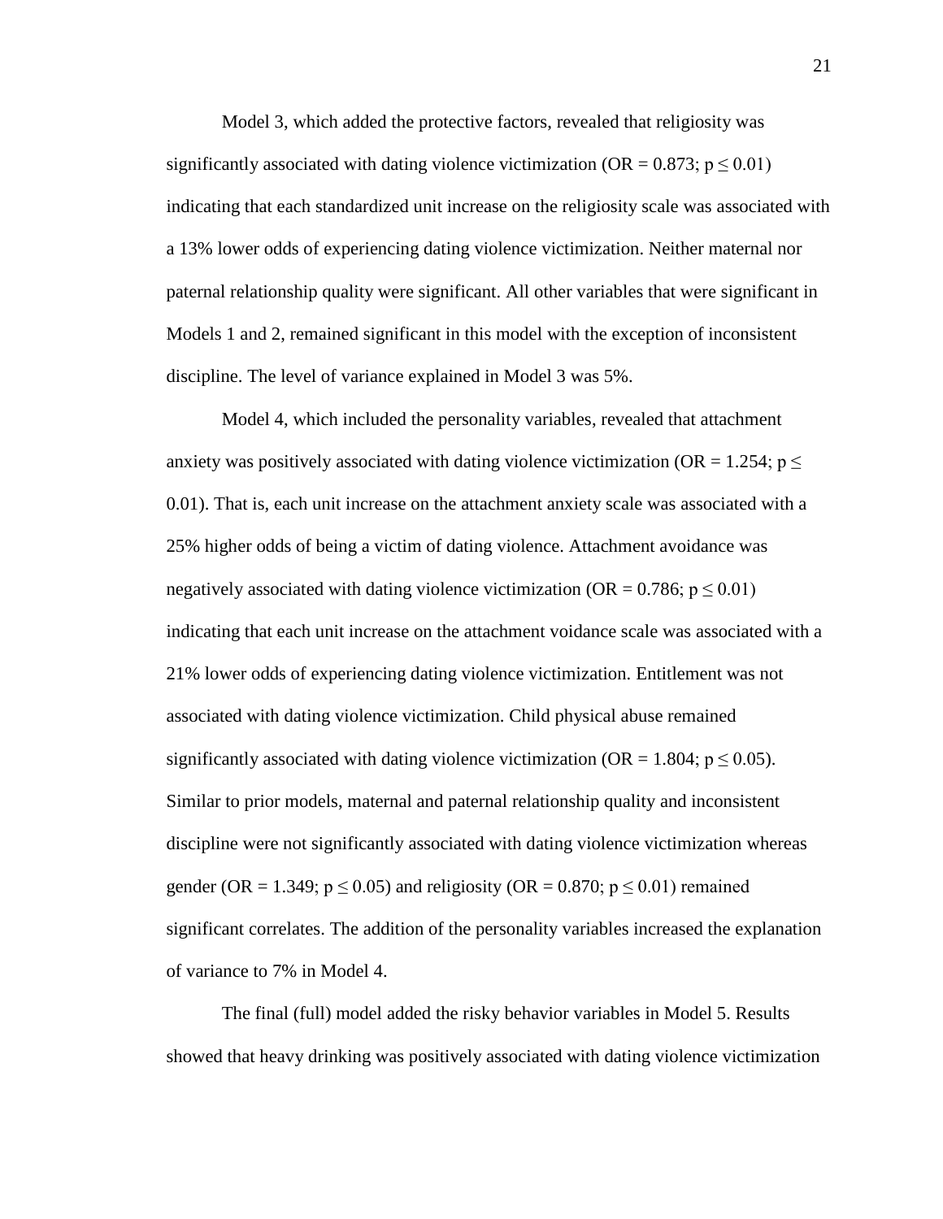Model 3, which added the protective factors, revealed that religiosity was significantly associated with dating violence victimization (OR = 0.873; $p \leq 0.01$) indicating that each standardized unit increase on the religiosity scale was associated with a 13% lower odds of experiencing dating violence victimization. Neither maternal nor paternal relationship quality were significant. All other variables that were significant in Models 1 and 2, remained significant in this model with the exception of inconsistent discipline. The level of variance explained in Model 3 was 5%.

Model 4, which included the personality variables, revealed that attachment anxiety was positively associated with dating violence victimization (OR = 1.254; $p \leq 0.01$). That is, each unit increase on the attachment anxiety scale was associated with a 25% higher odds of being a victim of dating violence. Attachment avoidance was negatively associated with dating violence victimization (OR = 0.786; $p \leq 0.01$) indicating that each unit increase on the attachment voidance scale was associated with a 21% lower odds of experiencing dating violence victimization. Entitlement was not associated with dating violence victimization. Child physical abuse remained significantly associated with dating violence victimization (OR = 1.804; $p \leq 0.05$). Similar to prior models, maternal and paternal relationship quality and inconsistent discipline were not significantly associated with dating violence victimization whereas gender (OR = 1.349; $p \leq 0.05$) and religiosity (OR = 0.870; $p \leq 0.01$) remained significant correlates. The addition of the personality variables increased the explanation of variance to 7% in Model 4.

The final (full) model added the risky behavior variables in Model 5. Results showed that heavy drinking was positively associated with dating violence victimization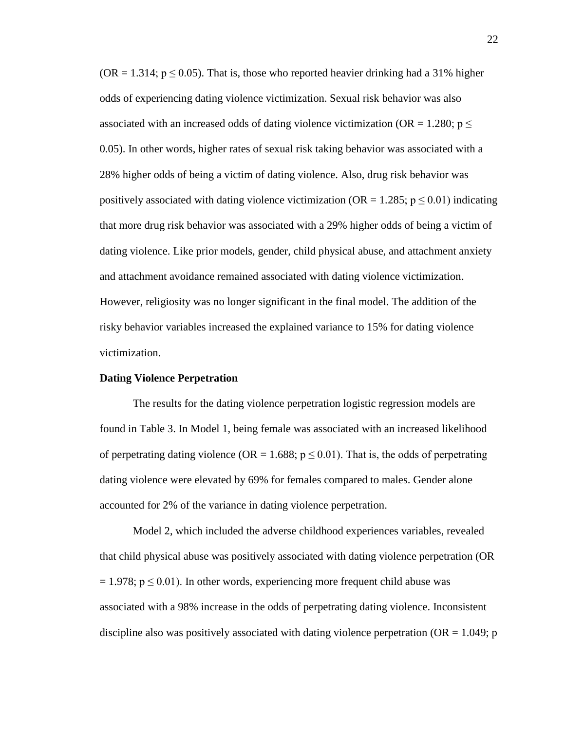(OR = 1.314; $p \leq 0.05$). That is, those who reported heavier drinking had a 31% higher odds of experiencing dating violence victimization. Sexual risk behavior was also associated with an increased odds of dating violence victimization (OR = 1.280; $p \leq 0.05$). In other words, higher rates of sexual risk taking behavior was associated with a 28% higher odds of being a victim of dating violence. Also, drug risk behavior was positively associated with dating violence victimization (OR = 1.285; $p \leq 0.01$) indicating that more drug risk behavior was associated with a 29% higher odds of being a victim of dating violence. Like prior models, gender, child physical abuse, and attachment anxiety and attachment avoidance remained associated with dating violence victimization. However, religiosity was no longer significant in the final model. The addition of the risky behavior variables increased the explained variance to 15% for dating violence victimization.

**Dating Violence Perpetration**

The results for the dating violence perpetration logistic regression models are found in Table 3. In Model 1, being female was associated with an increased likelihood of perpetrating dating violence (OR = 1.688; $p \leq 0.01$). That is, the odds of perpetrating dating violence were elevated by 69% for females compared to males. Gender alone accounted for 2% of the variance in dating violence perpetration.

Model 2, which included the adverse childhood experiences variables, revealed that child physical abuse was positively associated with dating violence perpetration (OR = 1.978; $p \leq 0.01$). In other words, experiencing more frequent child abuse was associated with a 98% increase in the odds of perpetrating dating violence. Inconsistent discipline also was positively associated with dating violence perpetration (OR = 1.049; p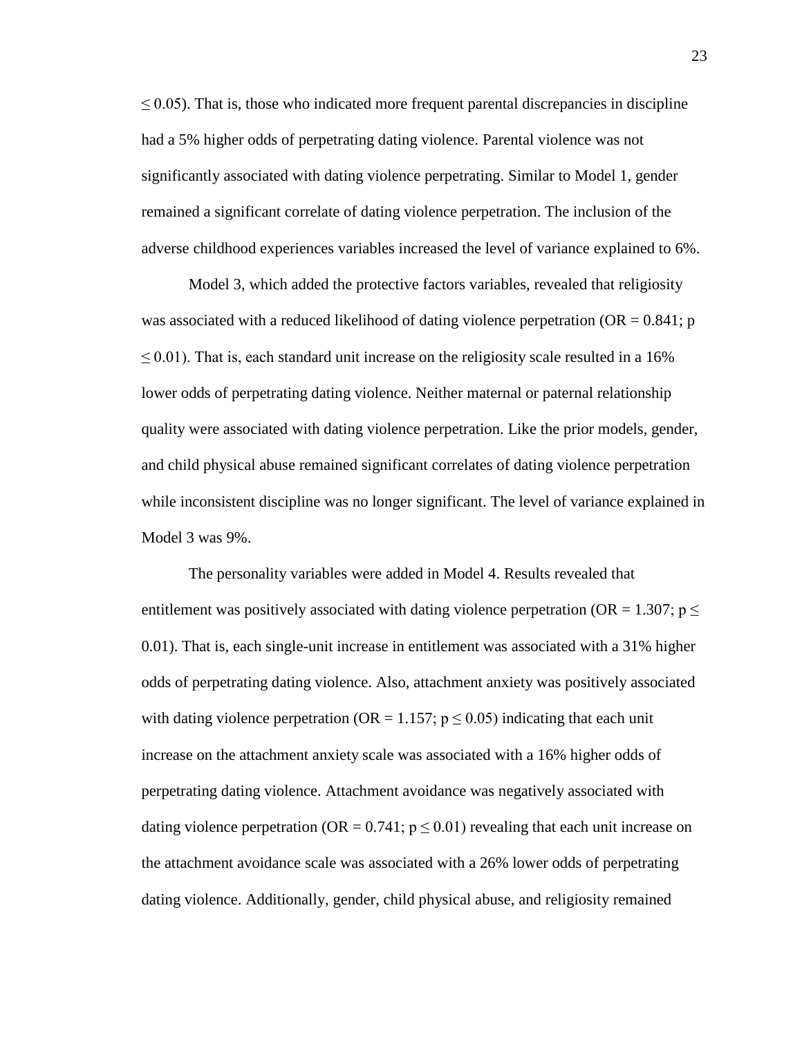$\leq 0.05$). That is, those who indicated more frequent parental discrepancies in discipline had a 5% higher odds of perpetrating dating violence. Parental violence was not significantly associated with dating violence perpetrating. Similar to Model 1, gender remained a significant correlate of dating violence perpetration. The inclusion of the adverse childhood experiences variables increased the level of variance explained to 6%.

Model 3, which added the protective factors variables, revealed that religiosity was associated with a reduced likelihood of dating violence perpetration ($OR = 0.841$; $p \leq 0.01$). That is, each standard unit increase on the religiosity scale resulted in a 16% lower odds of perpetrating dating violence. Neither maternal or paternal relationship quality were associated with dating violence perpetration. Like the prior models, gender, and child physical abuse remained significant correlates of dating violence perpetration while inconsistent discipline was no longer significant. The level of variance explained in Model 3 was 9%.

The personality variables were added in Model 4. Results revealed that entitlement was positively associated with dating violence perpetration ($OR = 1.307$; $p \leq 0.01$). That is, each single-unit increase in entitlement was associated with a 31% higher odds of perpetrating dating violence. Also, attachment anxiety was positively associated with dating violence perpetration ($OR = 1.157$; $p \leq 0.05$) indicating that each unit increase on the attachment anxiety scale was associated with a 16% higher odds of perpetrating dating violence. Attachment avoidance was negatively associated with dating violence perpetration ($OR = 0.741$; $p \leq 0.01$) revealing that each unit increase on the attachment avoidance scale was associated with a 26% lower odds of perpetrating dating violence. Additionally, gender, child physical abuse, and religiosity remained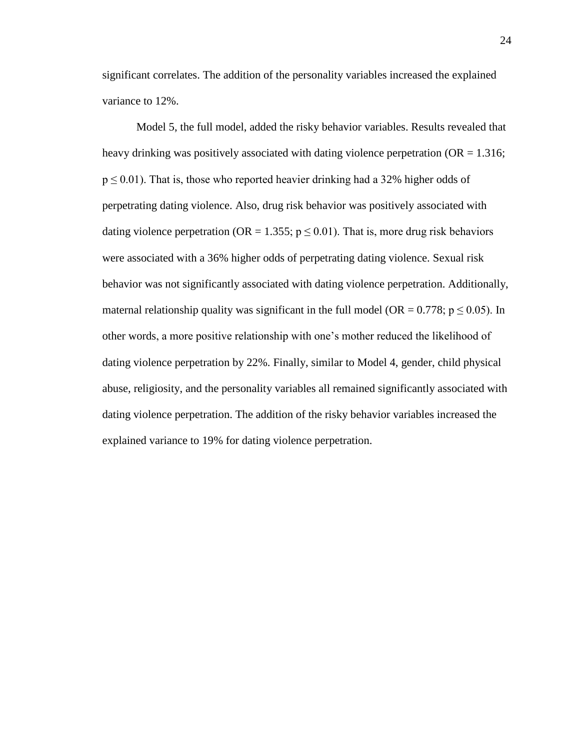significant correlates. The addition of the personality variables increased the explained variance to 12%.

Model 5, the full model, added the risky behavior variables. Results revealed that heavy drinking was positively associated with dating violence perpetration (OR = 1.316; $p \leq 0.01$). That is, those who reported heavier drinking had a 32% higher odds of perpetrating dating violence. Also, drug risk behavior was positively associated with dating violence perpetration (OR = 1.355; $p \leq 0.01$). That is, more drug risk behaviors were associated with a 36% higher odds of perpetrating dating violence. Sexual risk behavior was not significantly associated with dating violence perpetration. Additionally, maternal relationship quality was significant in the full model (OR = 0.778; $p \leq 0.05$). In other words, a more positive relationship with one's mother reduced the likelihood of dating violence perpetration by 22%. Finally, similar to Model 4, gender, child physical abuse, religiosity, and the personality variables all remained significantly associated with dating violence perpetration. The addition of the risky behavior variables increased the explained variance to 19% for dating violence perpetration.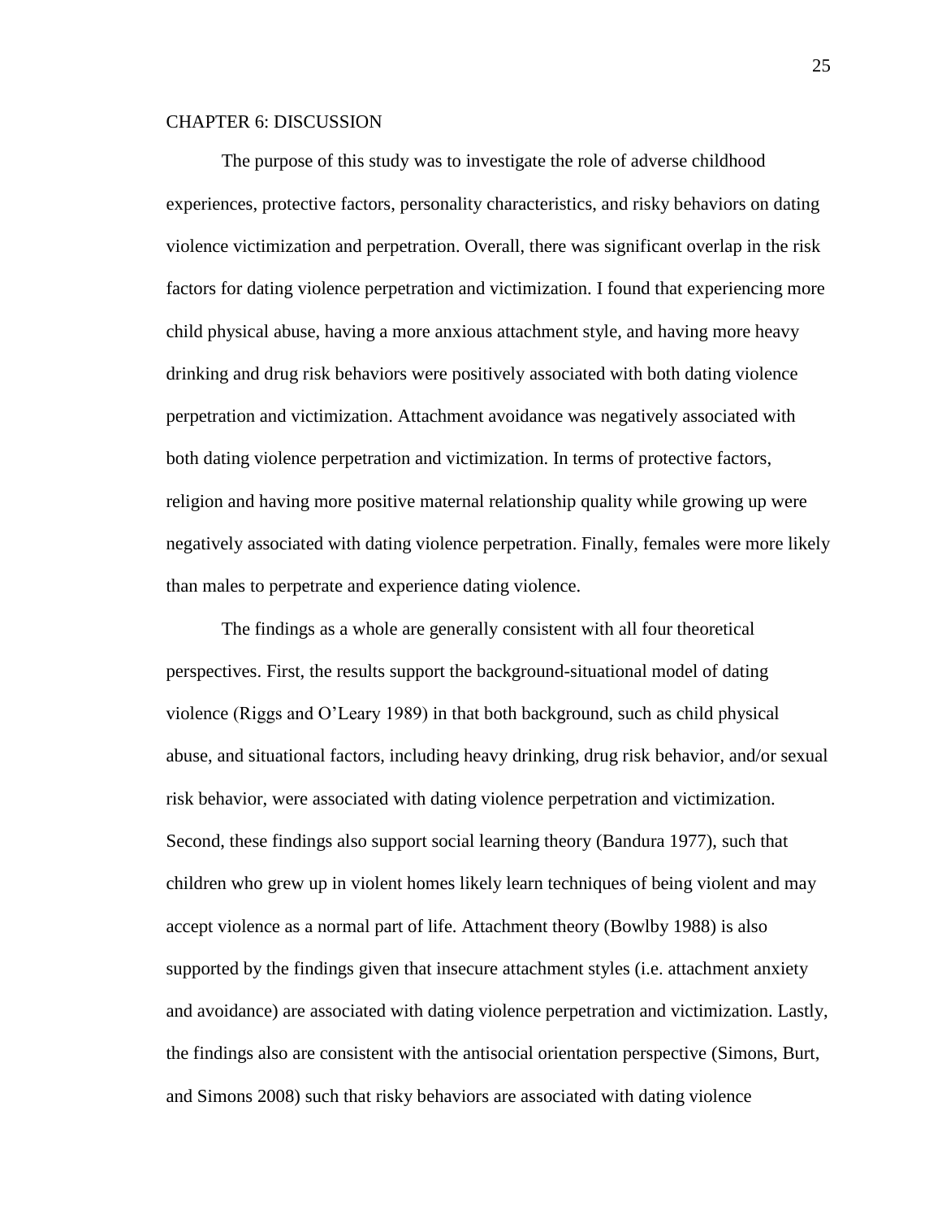## CHAPTER 6: DISCUSSION

The purpose of this study was to investigate the role of adverse childhood experiences, protective factors, personality characteristics, and risky behaviors on dating violence victimization and perpetration. Overall, there was significant overlap in the risk factors for dating violence perpetration and victimization. I found that experiencing more child physical abuse, having a more anxious attachment style, and having more heavy drinking and drug risk behaviors were positively associated with both dating violence perpetration and victimization. Attachment avoidance was negatively associated with both dating violence perpetration and victimization. In terms of protective factors, religion and having more positive maternal relationship quality while growing up were negatively associated with dating violence perpetration. Finally, females were more likely than males to perpetrate and experience dating violence.

The findings as a whole are generally consistent with all four theoretical perspectives. First, the results support the background-situational model of dating violence (Riggs and O'Leary 1989) in that both background, such as child physical abuse, and situational factors, including heavy drinking, drug risk behavior, and/or sexual risk behavior, were associated with dating violence perpetration and victimization. Second, these findings also support social learning theory (Bandura 1977), such that children who grew up in violent homes likely learn techniques of being violent and may accept violence as a normal part of life. Attachment theory (Bowlby 1988) is also supported by the findings given that insecure attachment styles (i.e. attachment anxiety and avoidance) are associated with dating violence perpetration and victimization. Lastly, the findings also are consistent with the antisocial orientation perspective (Simons, Burt, and Simons 2008) such that risky behaviors are associated with dating violence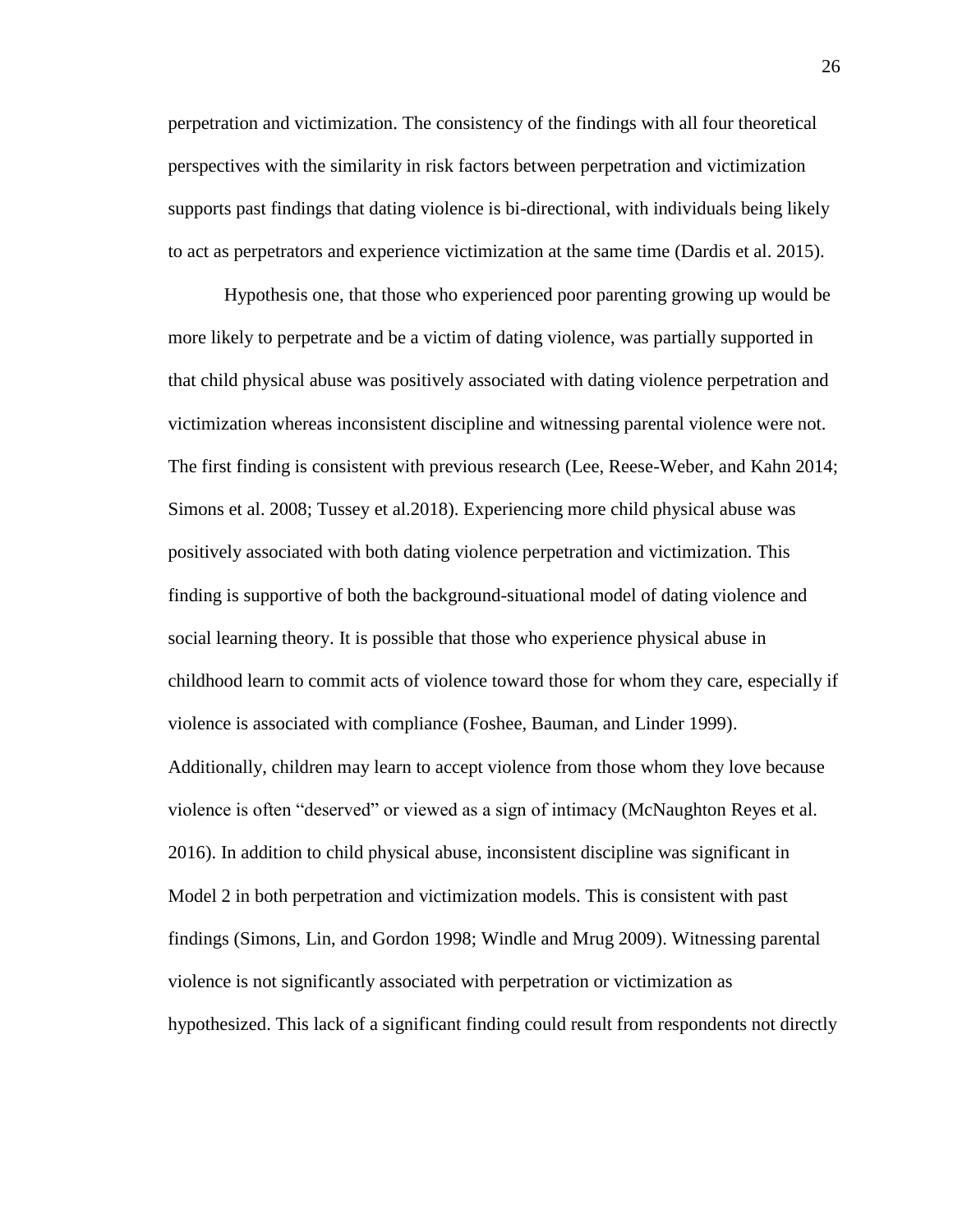perpetration and victimization. The consistency of the findings with all four theoretical perspectives with the similarity in risk factors between perpetration and victimization supports past findings that dating violence is bi-directional, with individuals being likely to act as perpetrators and experience victimization at the same time (Dardis et al. 2015).

Hypothesis one, that those who experienced poor parenting growing up would be more likely to perpetrate and be a victim of dating violence, was partially supported in that child physical abuse was positively associated with dating violence perpetration and victimization whereas inconsistent discipline and witnessing parental violence were not. The first finding is consistent with previous research (Lee, Reese-Weber, and Kahn 2014; Simons et al. 2008; Tussey et al.2018). Experiencing more child physical abuse was positively associated with both dating violence perpetration and victimization. This finding is supportive of both the background-situational model of dating violence and social learning theory. It is possible that those who experience physical abuse in childhood learn to commit acts of violence toward those for whom they care, especially if violence is associated with compliance (Foshee, Bauman, and Linder 1999). Additionally, children may learn to accept violence from those whom they love because violence is often "deserved" or viewed as a sign of intimacy (McNaughton Reyes et al. 2016). In addition to child physical abuse, inconsistent discipline was significant in Model 2 in both perpetration and victimization models. This is consistent with past findings (Simons, Lin, and Gordon 1998; Windle and Mrug 2009). Witnessing parental violence is not significantly associated with perpetration or victimization as hypothesized. This lack of a significant finding could result from respondents not directly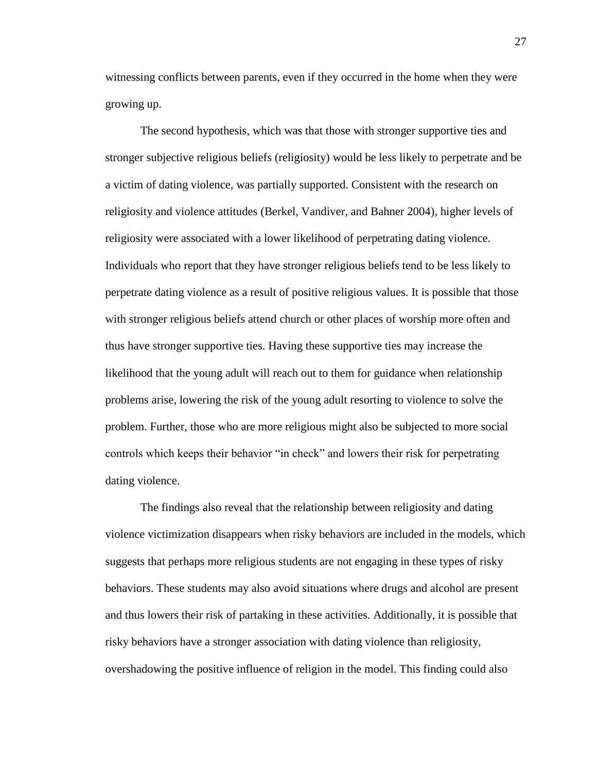witnessing conflicts between parents, even if they occurred in the home when they were growing up.

The second hypothesis, which was that those with stronger supportive ties and stronger subjective religious beliefs (religiosity) would be less likely to perpetrate and be a victim of dating violence, was partially supported. Consistent with the research on religiosity and violence attitudes (Berkel, Vandiver, and Bahner 2004), higher levels of religiosity were associated with a lower likelihood of perpetrating dating violence. Individuals who report that they have stronger religious beliefs tend to be less likely to perpetrate dating violence as a result of positive religious values. It is possible that those with stronger religious beliefs attend church or other places of worship more often and thus have stronger supportive ties. Having these supportive ties may increase the likelihood that the young adult will reach out to them for guidance when relationship problems arise, lowering the risk of the young adult resorting to violence to solve the problem. Further, those who are more religious might also be subjected to more social controls which keeps their behavior "in check" and lowers their risk for perpetrating dating violence.

The findings also reveal that the relationship between religiosity and dating violence victimization disappears when risky behaviors are included in the models, which suggests that perhaps more religious students are not engaging in these types of risky behaviors. These students may also avoid situations where drugs and alcohol are present and thus lowers their risk of partaking in these activities. Additionally, it is possible that risky behaviors have a stronger association with dating violence than religiosity, overshadowing the positive influence of religion in the model. This finding could also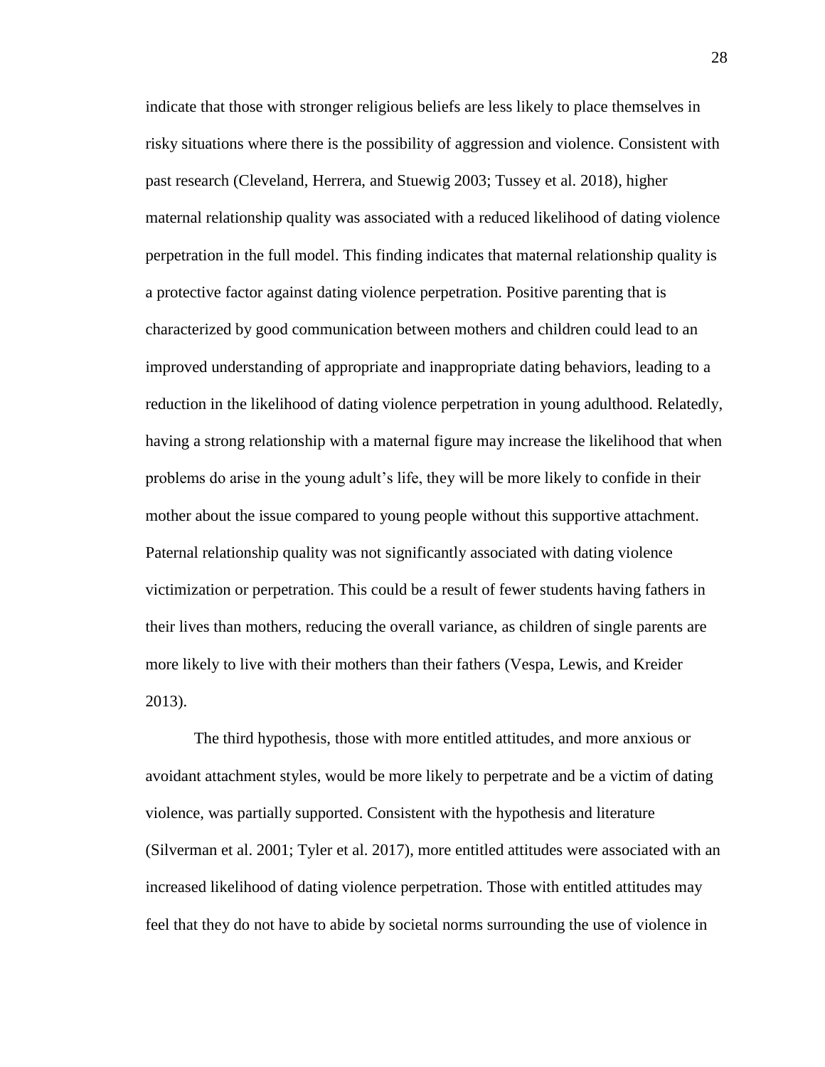indicate that those with stronger religious beliefs are less likely to place themselves in risky situations where there is the possibility of aggression and violence. Consistent with past research (Cleveland, Herrera, and Stuewig 2003; Tussey et al. 2018), higher maternal relationship quality was associated with a reduced likelihood of dating violence perpetration in the full model. This finding indicates that maternal relationship quality is a protective factor against dating violence perpetration. Positive parenting that is characterized by good communication between mothers and children could lead to an improved understanding of appropriate and inappropriate dating behaviors, leading to a reduction in the likelihood of dating violence perpetration in young adulthood. Relatedly, having a strong relationship with a maternal figure may increase the likelihood that when problems do arise in the young adult's life, they will be more likely to confide in their mother about the issue compared to young people without this supportive attachment. Paternal relationship quality was not significantly associated with dating violence victimization or perpetration. This could be a result of fewer students having fathers in their lives than mothers, reducing the overall variance, as children of single parents are more likely to live with their mothers than their fathers (Vespa, Lewis, and Kreider 2013).

The third hypothesis, those with more entitled attitudes, and more anxious or avoidant attachment styles, would be more likely to perpetrate and be a victim of dating violence, was partially supported. Consistent with the hypothesis and literature (Silverman et al. 2001; Tyler et al. 2017), more entitled attitudes were associated with an increased likelihood of dating violence perpetration. Those with entitled attitudes may feel that they do not have to abide by societal norms surrounding the use of violence in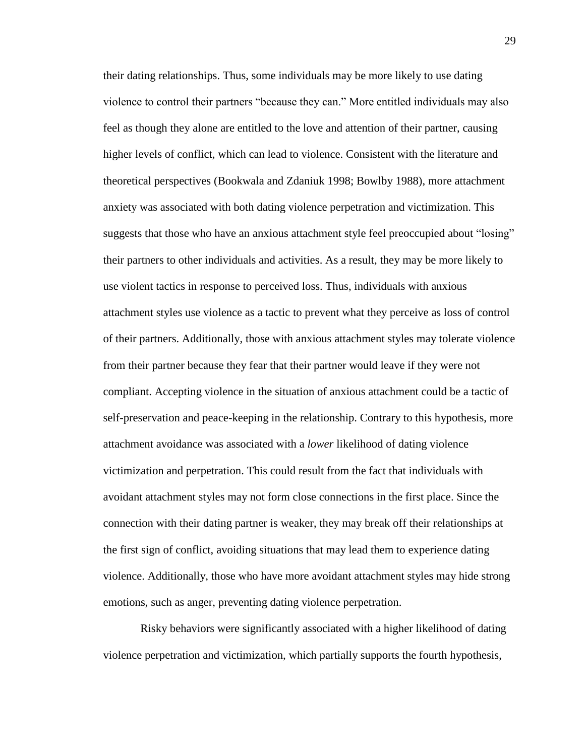their dating relationships. Thus, some individuals may be more likely to use dating violence to control their partners "because they can." More entitled individuals may also feel as though they alone are entitled to the love and attention of their partner, causing higher levels of conflict, which can lead to violence. Consistent with the literature and theoretical perspectives (Bookwala and Zdaniuk 1998; Bowlby 1988), more attachment anxiety was associated with both dating violence perpetration and victimization. This suggests that those who have an anxious attachment style feel preoccupied about "losing" their partners to other individuals and activities. As a result, they may be more likely to use violent tactics in response to perceived loss. Thus, individuals with anxious attachment styles use violence as a tactic to prevent what they perceive as loss of control of their partners. Additionally, those with anxious attachment styles may tolerate violence from their partner because they fear that their partner would leave if they were not compliant. Accepting violence in the situation of anxious attachment could be a tactic of self-preservation and peace-keeping in the relationship. Contrary to this hypothesis, more attachment avoidance was associated with a *lower* likelihood of dating violence victimization and perpetration. This could result from the fact that individuals with avoidant attachment styles may not form close connections in the first place. Since the connection with their dating partner is weaker, they may break off their relationships at the first sign of conflict, avoiding situations that may lead them to experience dating violence. Additionally, those who have more avoidant attachment styles may hide strong emotions, such as anger, preventing dating violence perpetration.

Risky behaviors were significantly associated with a higher likelihood of dating violence perpetration and victimization, which partially supports the fourth hypothesis,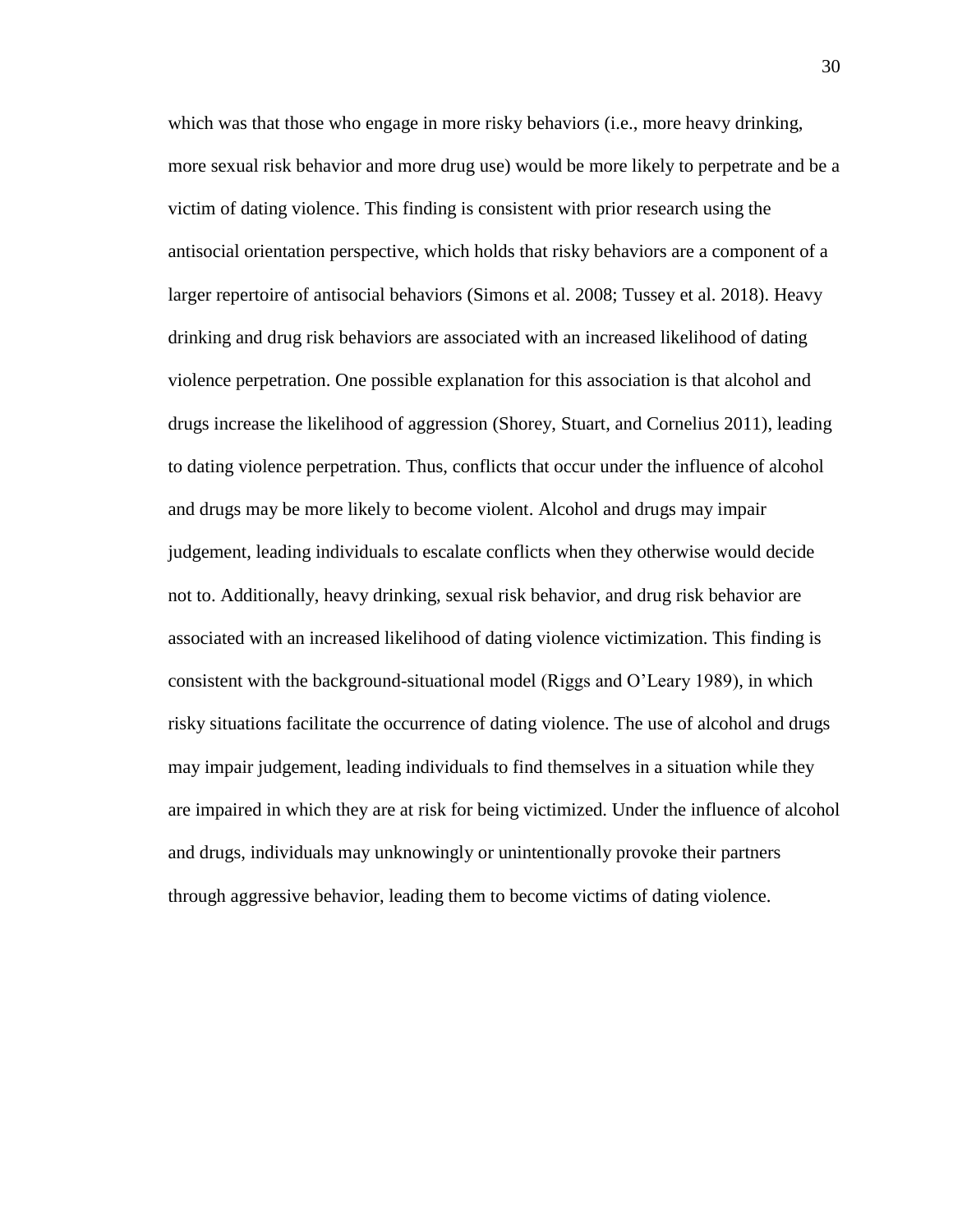which was that those who engage in more risky behaviors (i.e., more heavy drinking, more sexual risk behavior and more drug use) would be more likely to perpetrate and be a victim of dating violence. This finding is consistent with prior research using the antisocial orientation perspective, which holds that risky behaviors are a component of a larger repertoire of antisocial behaviors (Simons et al. 2008; Tussey et al. 2018). Heavy drinking and drug risk behaviors are associated with an increased likelihood of dating violence perpetration. One possible explanation for this association is that alcohol and drugs increase the likelihood of aggression (Shorey, Stuart, and Cornelius 2011), leading to dating violence perpetration. Thus, conflicts that occur under the influence of alcohol and drugs may be more likely to become violent. Alcohol and drugs may impair judgement, leading individuals to escalate conflicts when they otherwise would decide not to. Additionally, heavy drinking, sexual risk behavior, and drug risk behavior are associated with an increased likelihood of dating violence victimization. This finding is consistent with the background-situational model (Riggs and O'Leary 1989), in which risky situations facilitate the occurrence of dating violence. The use of alcohol and drugs may impair judgement, leading individuals to find themselves in a situation while they are impaired in which they are at risk for being victimized. Under the influence of alcohol and drugs, individuals may unknowingly or unintentionally provoke their partners through aggressive behavior, leading them to become victims of dating violence.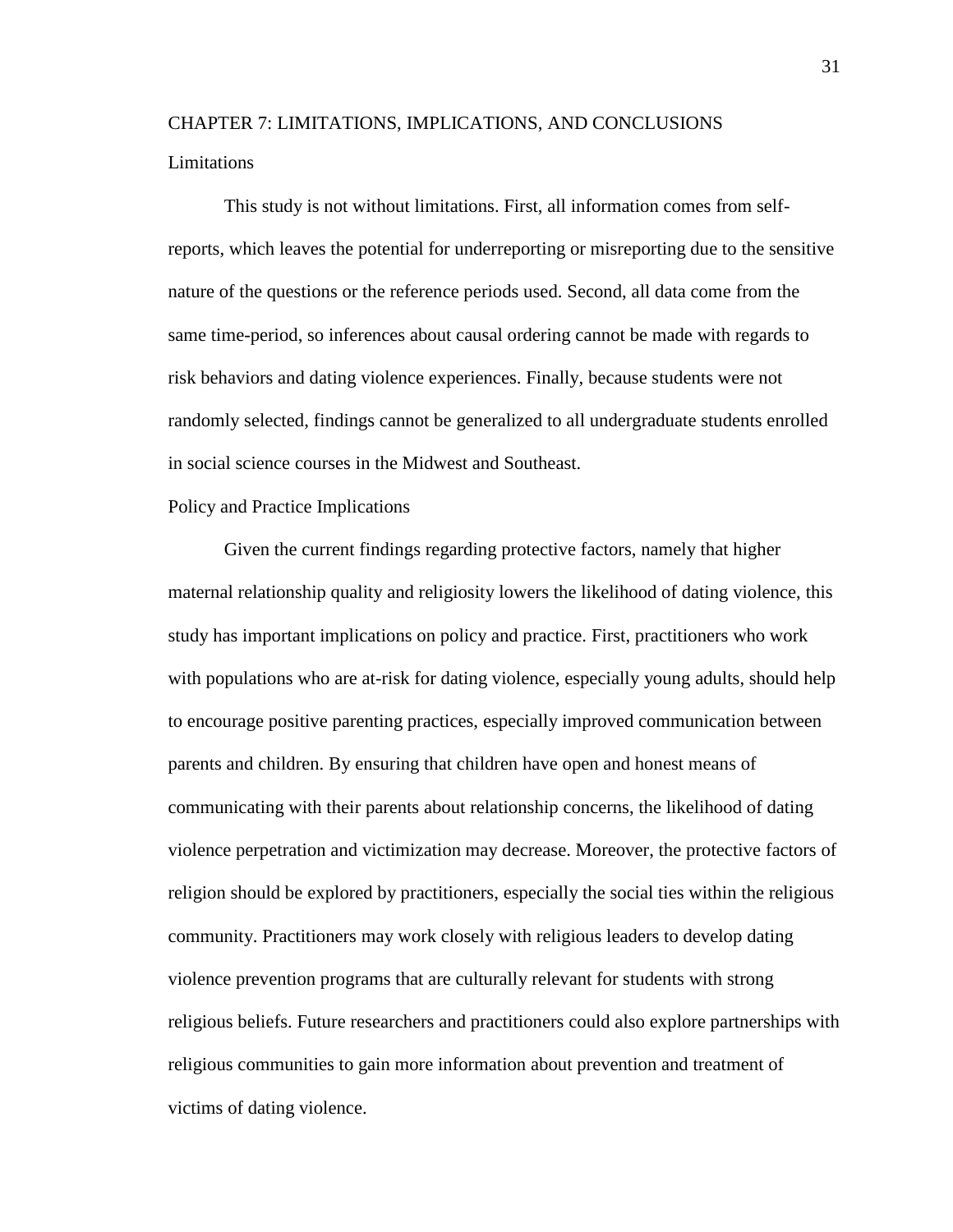# CHAPTER 7: LIMITATIONS, IMPLICATIONS, AND CONCLUSIONS

## Limitations

This study is not without limitations. First, all information comes from self-reports, which leaves the potential for underreporting or misreporting due to the sensitive nature of the questions or the reference periods used. Second, all data come from the same time-period, so inferences about causal ordering cannot be made with regards to risk behaviors and dating violence experiences. Finally, because students were not randomly selected, findings cannot be generalized to all undergraduate students enrolled in social science courses in the Midwest and Southeast.

## Policy and Practice Implications

Given the current findings regarding protective factors, namely that higher maternal relationship quality and religiosity lowers the likelihood of dating violence, this study has important implications on policy and practice. First, practitioners who work with populations who are at-risk for dating violence, especially young adults, should help to encourage positive parenting practices, especially improved communication between parents and children. By ensuring that children have open and honest means of communicating with their parents about relationship concerns, the likelihood of dating violence perpetration and victimization may decrease. Moreover, the protective factors of religion should be explored by practitioners, especially the social ties within the religious community. Practitioners may work closely with religious leaders to develop dating violence prevention programs that are culturally relevant for students with strong religious beliefs. Future researchers and practitioners could also explore partnerships with religious communities to gain more information about prevention and treatment of victims of dating violence.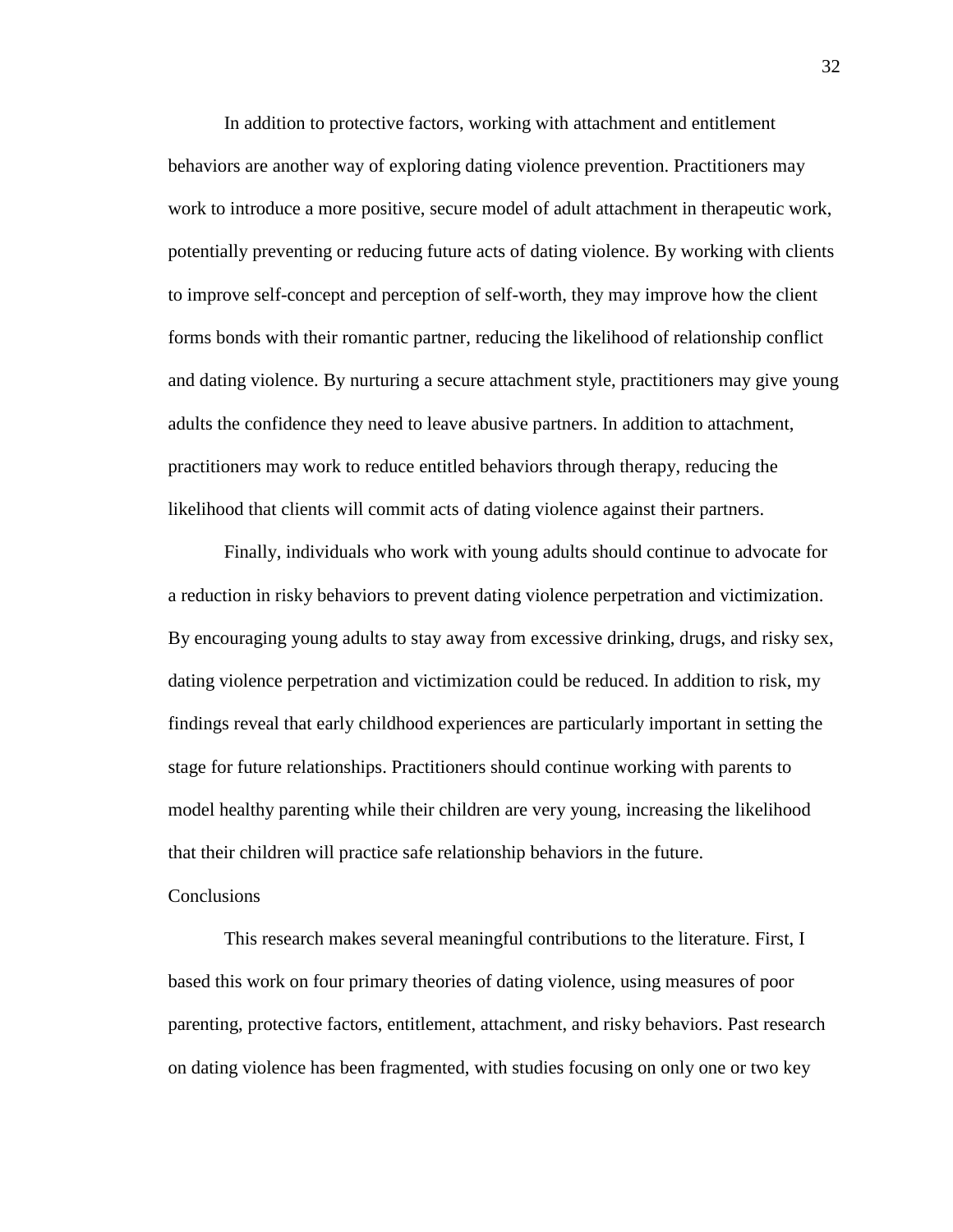In addition to protective factors, working with attachment and entitlement behaviors are another way of exploring dating violence prevention. Practitioners may work to introduce a more positive, secure model of adult attachment in therapeutic work, potentially preventing or reducing future acts of dating violence. By working with clients to improve self-concept and perception of self-worth, they may improve how the client forms bonds with their romantic partner, reducing the likelihood of relationship conflict and dating violence. By nurturing a secure attachment style, practitioners may give young adults the confidence they need to leave abusive partners. In addition to attachment, practitioners may work to reduce entitled behaviors through therapy, reducing the likelihood that clients will commit acts of dating violence against their partners.

Finally, individuals who work with young adults should continue to advocate for a reduction in risky behaviors to prevent dating violence perpetration and victimization. By encouraging young adults to stay away from excessive drinking, drugs, and risky sex, dating violence perpetration and victimization could be reduced. In addition to risk, my findings reveal that early childhood experiences are particularly important in setting the stage for future relationships. Practitioners should continue working with parents to model healthy parenting while their children are very young, increasing the likelihood that their children will practice safe relationship behaviors in the future.

## Conclusions

This research makes several meaningful contributions to the literature. First, I based this work on four primary theories of dating violence, using measures of poor parenting, protective factors, entitlement, attachment, and risky behaviors. Past research on dating violence has been fragmented, with studies focusing on only one or two key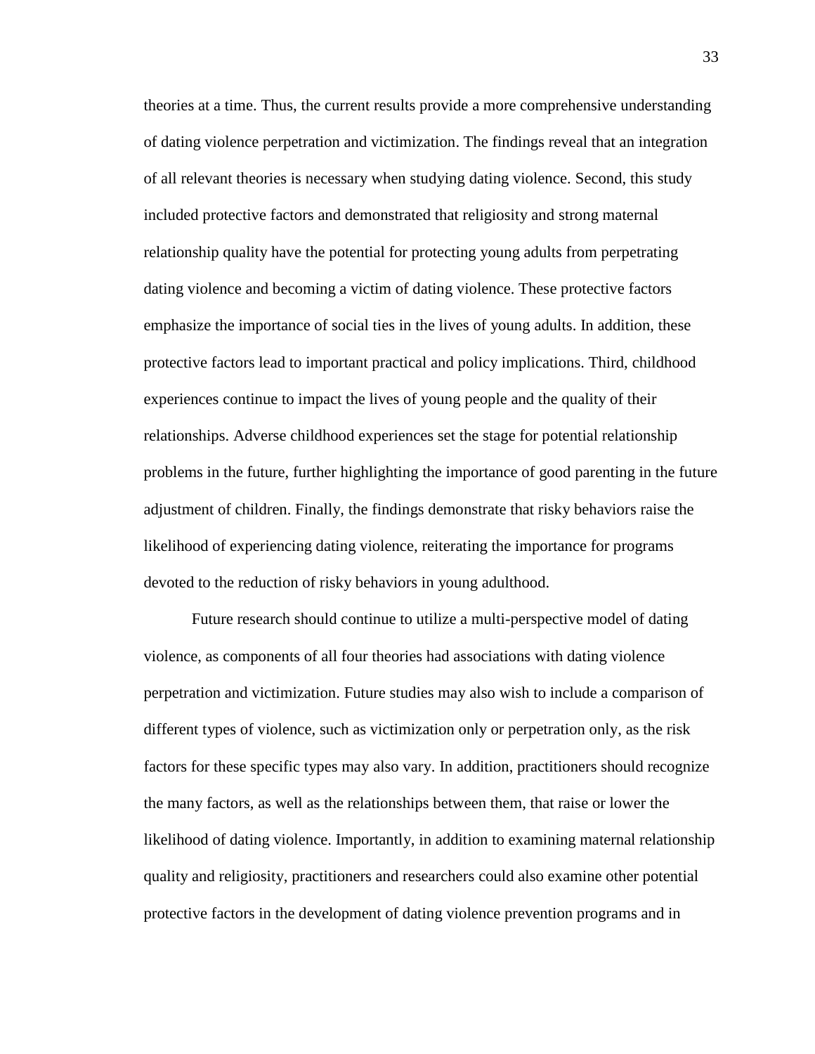theories at a time. Thus, the current results provide a more comprehensive understanding of dating violence perpetration and victimization. The findings reveal that an integration of all relevant theories is necessary when studying dating violence. Second, this study included protective factors and demonstrated that religiosity and strong maternal relationship quality have the potential for protecting young adults from perpetrating dating violence and becoming a victim of dating violence. These protective factors emphasize the importance of social ties in the lives of young adults. In addition, these protective factors lead to important practical and policy implications. Third, childhood experiences continue to impact the lives of young people and the quality of their relationships. Adverse childhood experiences set the stage for potential relationship problems in the future, further highlighting the importance of good parenting in the future adjustment of children. Finally, the findings demonstrate that risky behaviors raise the likelihood of experiencing dating violence, reiterating the importance for programs devoted to the reduction of risky behaviors in young adulthood.

Future research should continue to utilize a multi-perspective model of dating violence, as components of all four theories had associations with dating violence perpetration and victimization. Future studies may also wish to include a comparison of different types of violence, such as victimization only or perpetration only, as the risk factors for these specific types may also vary. In addition, practitioners should recognize the many factors, as well as the relationships between them, that raise or lower the likelihood of dating violence. Importantly, in addition to examining maternal relationship quality and religiosity, practitioners and researchers could also examine other potential protective factors in the development of dating violence prevention programs and in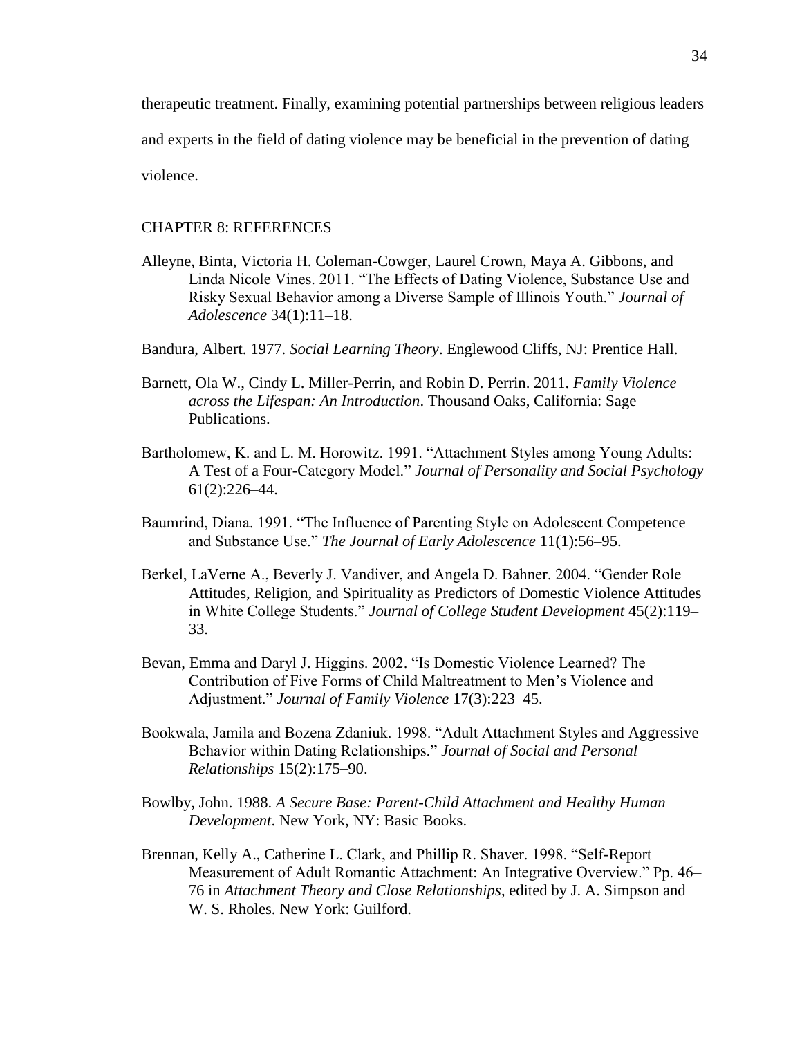therapeutic treatment. Finally, examining potential partnerships between religious leaders and experts in the field of dating violence may be beneficial in the prevention of dating violence.

## CHAPTER 8: REFERENCES

Alleyne, Binta, Victoria H. Coleman-Cowger, Laurel Crown, Maya A. Gibbons, and Linda Nicole Vines. 2011. "The Effects of Dating Violence, Substance Use and Risky Sexual Behavior among a Diverse Sample of Illinois Youth." *Journal of Adolescence* 34(1):11–18.

Bandura, Albert. 1977. *Social Learning Theory*. Englewood Cliffs, NJ: Prentice Hall.

Barnett, Ola W., Cindy L. Miller-Perrin, and Robin D. Perrin. 2011. *Family Violence across the Lifespan: An Introduction*. Thousand Oaks, California: Sage Publications.

Bartholomew, K. and L. M. Horowitz. 1991. "Attachment Styles among Young Adults: A Test of a Four-Category Model." *Journal of Personality and Social Psychology* 61(2):226–44.

Baumrind, Diana. 1991. "The Influence of Parenting Style on Adolescent Competence and Substance Use." *The Journal of Early Adolescence* 11(1):56–95.

Berkel, LaVerne A., Beverly J. Vandiver, and Angela D. Bahner. 2004. "Gender Role Attitudes, Religion, and Spirituality as Predictors of Domestic Violence Attitudes in White College Students." *Journal of College Student Development* 45(2):119–33.

Bevan, Emma and Daryl J. Higgins. 2002. "Is Domestic Violence Learned? The Contribution of Five Forms of Child Maltreatment to Men's Violence and Adjustment." *Journal of Family Violence* 17(3):223–45.

Bookwala, Jamila and Bozena Zdaniuk. 1998. "Adult Attachment Styles and Aggressive Behavior within Dating Relationships." *Journal of Social and Personal Relationships* 15(2):175–90.

Bowlby, John. 1988. *A Secure Base: Parent-Child Attachment and Healthy Human Development*. New York, NY: Basic Books.

Brennan, Kelly A., Catherine L. Clark, and Phillip R. Shaver. 1998. "Self-Report Measurement of Adult Romantic Attachment: An Integrative Overview." Pp. 46–76 in *Attachment Theory and Close Relationships*, edited by J. A. Simpson and W. S. Rholes. New York: Guilford.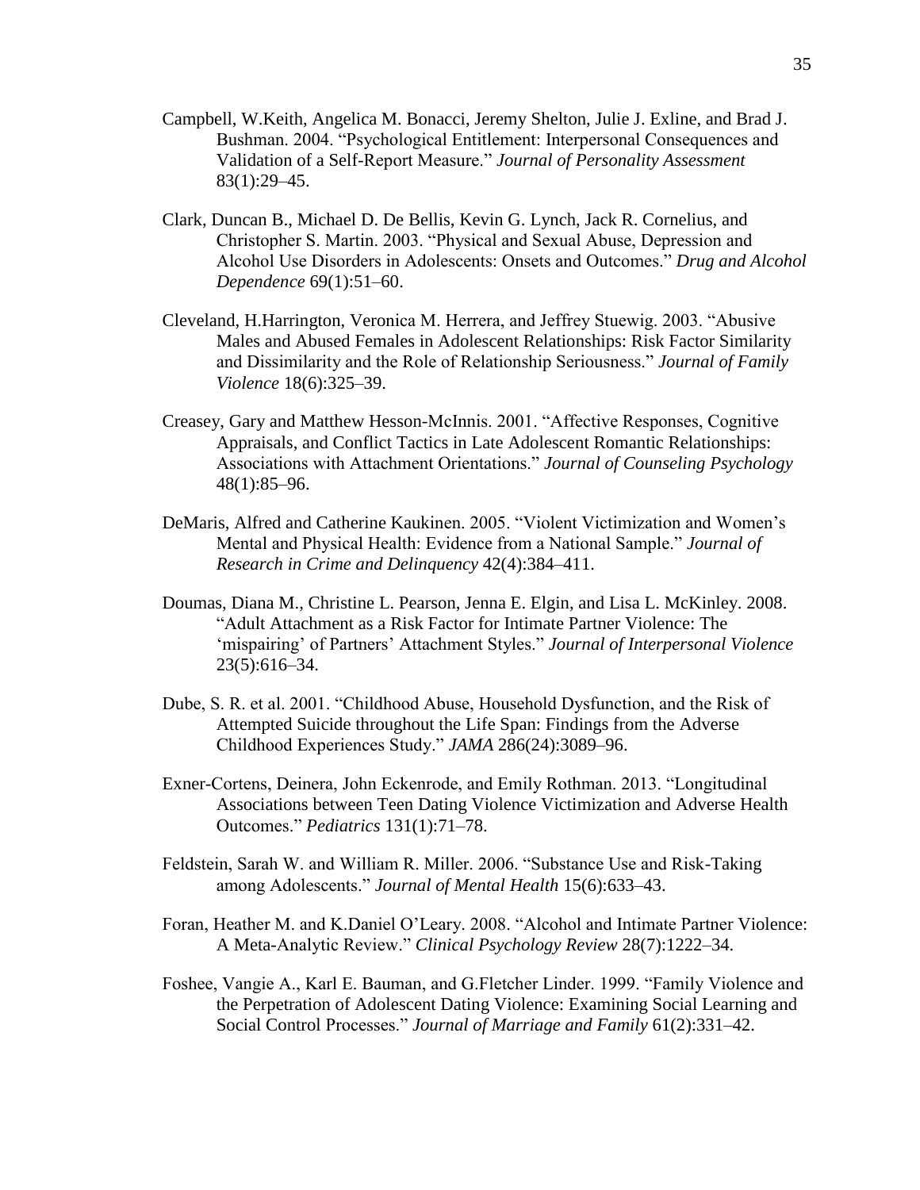Campbell, W.Keith, Angelica M. Bonacci, Jeremy Shelton, Julie J. Exline, and Brad J. Bushman. 2004. "Psychological Entitlement: Interpersonal Consequences and Validation of a Self-Report Measure." *Journal of Personality Assessment* 83(1):29–45.

Clark, Duncan B., Michael D. De Bellis, Kevin G. Lynch, Jack R. Cornelius, and Christopher S. Martin. 2003. "Physical and Sexual Abuse, Depression and Alcohol Use Disorders in Adolescents: Onsets and Outcomes." *Drug and Alcohol Dependence* 69(1):51–60.

Cleveland, H.Harrington, Veronica M. Herrera, and Jeffrey Stuewig. 2003. "Abusive Males and Abused Females in Adolescent Relationships: Risk Factor Similarity and Dissimilarity and the Role of Relationship Seriousness." *Journal of Family Violence* 18(6):325–39.

Creasey, Gary and Matthew Hesson-McInnis. 2001. "Affective Responses, Cognitive Appraisals, and Conflict Tactics in Late Adolescent Romantic Relationships: Associations with Attachment Orientations." *Journal of Counseling Psychology* 48(1):85–96.

DeMaris, Alfred and Catherine Kaukinen. 2005. "Violent Victimization and Women's Mental and Physical Health: Evidence from a National Sample." *Journal of Research in Crime and Delinquency* 42(4):384–411.

Doumas, Diana M., Christine L. Pearson, Jenna E. Elgin, and Lisa L. McKinley. 2008. "Adult Attachment as a Risk Factor for Intimate Partner Violence: The 'mispairing' of Partners' Attachment Styles." *Journal of Interpersonal Violence* 23(5):616–34.

Dube, S. R. et al. 2001. "Childhood Abuse, Household Dysfunction, and the Risk of Attempted Suicide throughout the Life Span: Findings from the Adverse Childhood Experiences Study." *JAMA* 286(24):3089–96.

Exner-Cortens, Deinera, John Eckenrode, and Emily Rothman. 2013. "Longitudinal Associations between Teen Dating Violence Victimization and Adverse Health Outcomes." *Pediatrics* 131(1):71–78.

Feldstein, Sarah W. and William R. Miller. 2006. "Substance Use and Risk-Taking among Adolescents." *Journal of Mental Health* 15(6):633–43.

Foran, Heather M. and K.Daniel O'Leary. 2008. "Alcohol and Intimate Partner Violence: A Meta-Analytic Review." *Clinical Psychology Review* 28(7):1222–34.

Foshee, Vangie A., Karl E. Bauman, and G.Fletcher Linder. 1999. "Family Violence and the Perpetration of Adolescent Dating Violence: Examining Social Learning and Social Control Processes." *Journal of Marriage and Family* 61(2):331–42.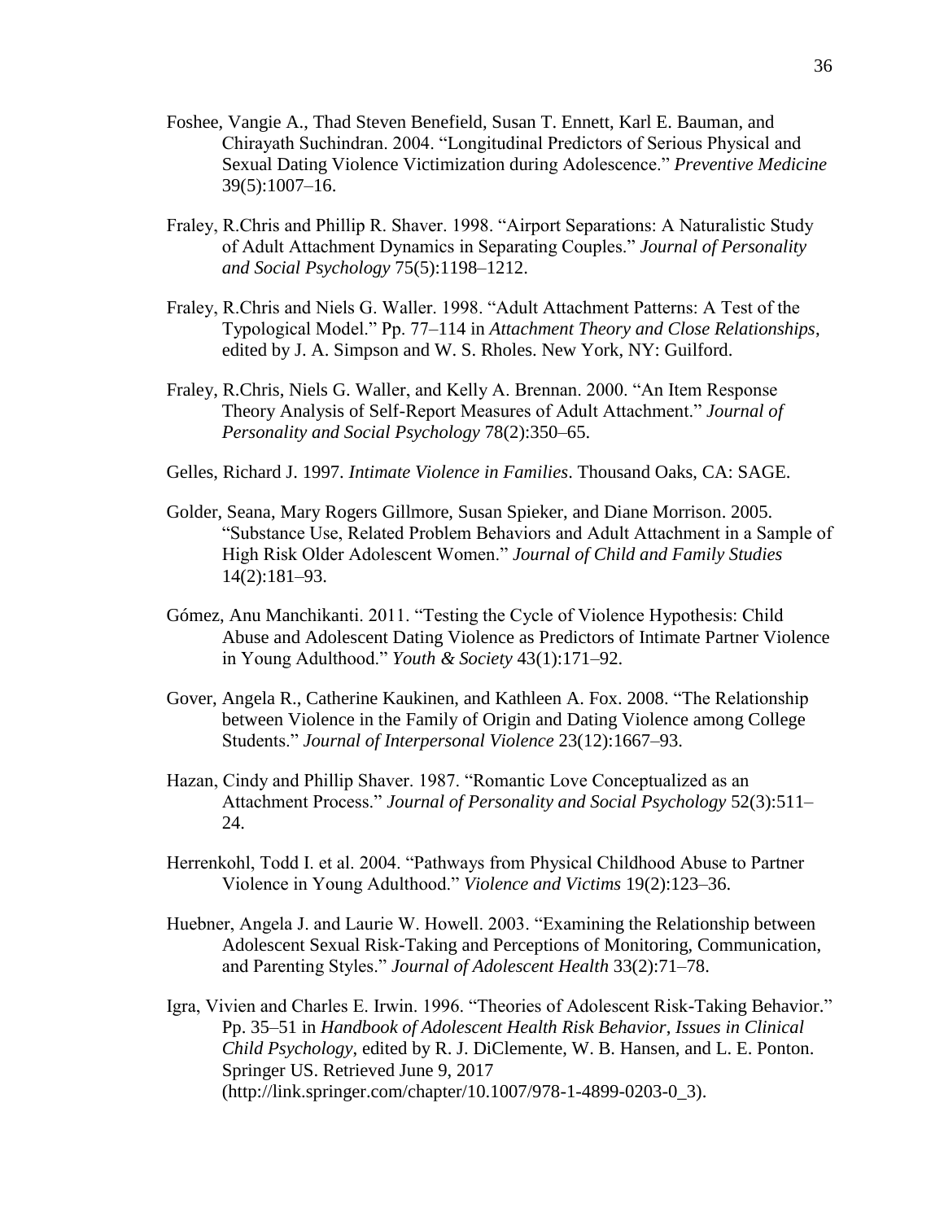Foshee, Vangie A., Thad Steven Benefield, Susan T. Ennett, Karl E. Bauman, and Chirayath Suchindran. 2004. "Longitudinal Predictors of Serious Physical and Sexual Dating Violence Victimization during Adolescence." *Preventive Medicine* 39(5):1007–16.

Fraley, R.Chris and Phillip R. Shaver. 1998. "Airport Separations: A Naturalistic Study of Adult Attachment Dynamics in Separating Couples." *Journal of Personality and Social Psychology* 75(5):1198–1212.

Fraley, R.Chris and Niels G. Waller. 1998. "Adult Attachment Patterns: A Test of the Typological Model." Pp. 77–114 in *Attachment Theory and Close Relationships*, edited by J. A. Simpson and W. S. Rholes. New York, NY: Guilford.

Fraley, R.Chris, Niels G. Waller, and Kelly A. Brennan. 2000. "An Item Response Theory Analysis of Self-Report Measures of Adult Attachment." *Journal of Personality and Social Psychology* 78(2):350–65.

Gelles, Richard J. 1997. *Intimate Violence in Families*. Thousand Oaks, CA: SAGE.

Golder, Seana, Mary Rogers Gillmore, Susan Spieker, and Diane Morrison. 2005. "Substance Use, Related Problem Behaviors and Adult Attachment in a Sample of High Risk Older Adolescent Women." *Journal of Child and Family Studies* 14(2):181–93.

Gómez, Anu Manchikanti. 2011. "Testing the Cycle of Violence Hypothesis: Child Abuse and Adolescent Dating Violence as Predictors of Intimate Partner Violence in Young Adulthood." *Youth & Society* 43(1):171–92.

Gover, Angela R., Catherine Kaukinen, and Kathleen A. Fox. 2008. "The Relationship between Violence in the Family of Origin and Dating Violence among College Students." *Journal of Interpersonal Violence* 23(12):1667–93.

Hazan, Cindy and Phillip Shaver. 1987. "Romantic Love Conceptualized as an Attachment Process." *Journal of Personality and Social Psychology* 52(3):511–24.

Herrenkohl, Todd I. et al. 2004. "Pathways from Physical Childhood Abuse to Partner Violence in Young Adulthood." *Violence and Victims* 19(2):123–36.

Huebner, Angela J. and Laurie W. Howell. 2003. "Examining the Relationship between Adolescent Sexual Risk-Taking and Perceptions of Monitoring, Communication, and Parenting Styles." *Journal of Adolescent Health* 33(2):71–78.

Igra, Vivien and Charles E. Irwin. 1996. "Theories of Adolescent Risk-Taking Behavior." Pp. 35–51 in *Handbook of Adolescent Health Risk Behavior*, *Issues in Clinical Child Psychology*, edited by R. J. DiClemente, W. B. Hansen, and L. E. Ponton. Springer US. Retrieved June 9, 2017 (http://link.springer.com/chapter/10.1007/978-1-4899-0203-0_3).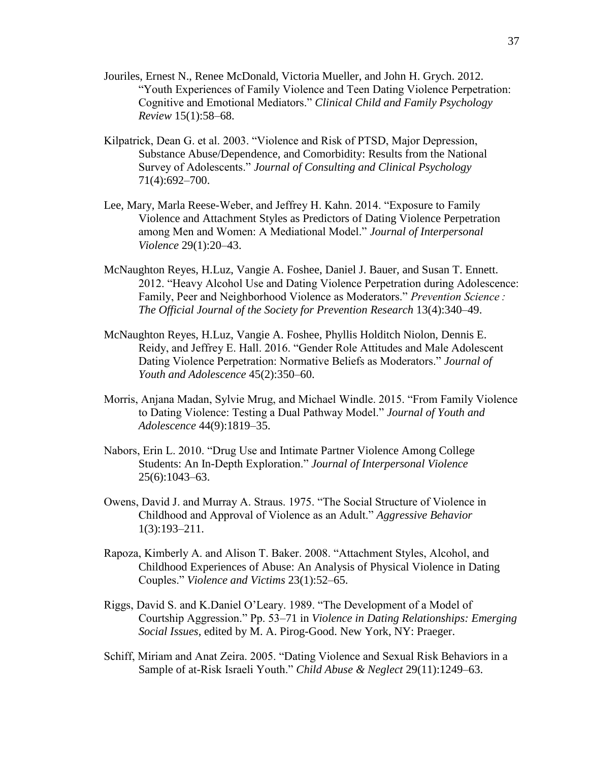Jouriles, Ernest N., Renee McDonald, Victoria Mueller, and John H. Grych. 2012. "Youth Experiences of Family Violence and Teen Dating Violence Perpetration: Cognitive and Emotional Mediators." *Clinical Child and Family Psychology Review* 15(1):58–68.

Kilpatrick, Dean G. et al. 2003. "Violence and Risk of PTSD, Major Depression, Substance Abuse/Dependence, and Comorbidity: Results from the National Survey of Adolescents." *Journal of Consulting and Clinical Psychology* 71(4):692–700.

Lee, Mary, Marla Reese-Weber, and Jeffrey H. Kahn. 2014. "Exposure to Family Violence and Attachment Styles as Predictors of Dating Violence Perpetration among Men and Women: A Mediational Model." *Journal of Interpersonal Violence* 29(1):20–43.

McNaughton Reyes, H.Luz, Vangie A. Foshee, Daniel J. Bauer, and Susan T. Ennett. 2012. "Heavy Alcohol Use and Dating Violence Perpetration during Adolescence: Family, Peer and Neighborhood Violence as Moderators." *Prevention Science : The Official Journal of the Society for Prevention Research* 13(4):340–49.

McNaughton Reyes, H.Luz, Vangie A. Foshee, Phyllis Holditch Niolon, Dennis E. Reidy, and Jeffrey E. Hall. 2016. "Gender Role Attitudes and Male Adolescent Dating Violence Perpetration: Normative Beliefs as Moderators." *Journal of Youth and Adolescence* 45(2):350–60.

Morris, Anjana Madan, Sylvie Mrug, and Michael Windle. 2015. "From Family Violence to Dating Violence: Testing a Dual Pathway Model." *Journal of Youth and Adolescence* 44(9):1819–35.

Nabors, Erin L. 2010. "Drug Use and Intimate Partner Violence Among College Students: An In-Depth Exploration." *Journal of Interpersonal Violence* 25(6):1043–63.

Owens, David J. and Murray A. Straus. 1975. "The Social Structure of Violence in Childhood and Approval of Violence as an Adult." *Aggressive Behavior* 1(3):193–211.

Rapoza, Kimberly A. and Alison T. Baker. 2008. "Attachment Styles, Alcohol, and Childhood Experiences of Abuse: An Analysis of Physical Violence in Dating Couples." *Violence and Victims* 23(1):52–65.

Riggs, David S. and K.Daniel O'Leary. 1989. "The Development of a Model of Courtship Aggression." Pp. 53–71 in *Violence in Dating Relationships: Emerging Social Issues*, edited by M. A. Pirog-Good. New York, NY: Praeger.

Schiff, Miriam and Anat Zeira. 2005. "Dating Violence and Sexual Risk Behaviors in a Sample of at-Risk Israeli Youth." *Child Abuse & Neglect* 29(11):1249–63.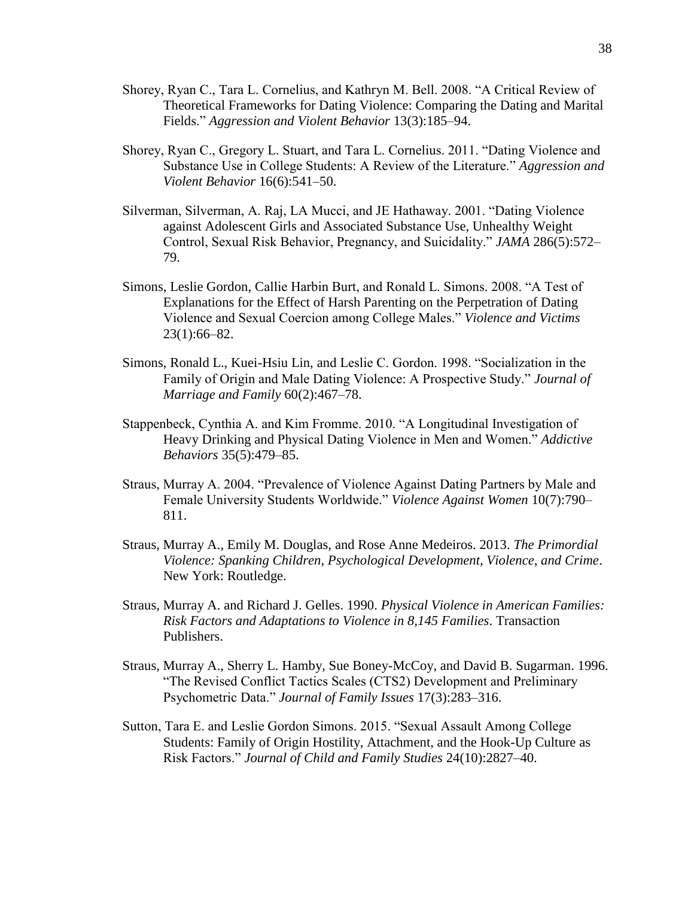Shorey, Ryan C., Tara L. Cornelius, and Kathryn M. Bell. 2008. "A Critical Review of Theoretical Frameworks for Dating Violence: Comparing the Dating and Marital Fields." *Aggression and Violent Behavior* 13(3):185–94.

Shorey, Ryan C., Gregory L. Stuart, and Tara L. Cornelius. 2011. "Dating Violence and Substance Use in College Students: A Review of the Literature." *Aggression and Violent Behavior* 16(6):541–50.

Silverman, Silverman, A. Raj, LA Mucci, and JE Hathaway. 2001. "Dating Violence against Adolescent Girls and Associated Substance Use, Unhealthy Weight Control, Sexual Risk Behavior, Pregnancy, and Suicidality." *JAMA* 286(5):572–79.

Simons, Leslie Gordon, Callie Harbin Burt, and Ronald L. Simons. 2008. "A Test of Explanations for the Effect of Harsh Parenting on the Perpetration of Dating Violence and Sexual Coercion among College Males." *Violence and Victims* 23(1):66–82.

Simons, Ronald L., Kuei-Hsiu Lin, and Leslie C. Gordon. 1998. "Socialization in the Family of Origin and Male Dating Violence: A Prospective Study." *Journal of Marriage and Family* 60(2):467–78.

Stappenbeck, Cynthia A. and Kim Fromme. 2010. "A Longitudinal Investigation of Heavy Drinking and Physical Dating Violence in Men and Women." *Addictive Behaviors* 35(5):479–85.

Straus, Murray A. 2004. "Prevalence of Violence Against Dating Partners by Male and Female University Students Worldwide." *Violence Against Women* 10(7):790–811.

Straus, Murray A., Emily M. Douglas, and Rose Anne Medeiros. 2013. *The Primordial Violence: Spanking Children, Psychological Development, Violence, and Crime*. New York: Routledge.

Straus, Murray A. and Richard J. Gelles. 1990. *Physical Violence in American Families: Risk Factors and Adaptations to Violence in 8,145 Families*. Transaction Publishers.

Straus, Murray A., Sherry L. Hamby, Sue Boney-McCoy, and David B. Sugarman. 1996. "The Revised Conflict Tactics Scales (CTS2) Development and Preliminary Psychometric Data." *Journal of Family Issues* 17(3):283–316.

Sutton, Tara E. and Leslie Gordon Simons. 2015. "Sexual Assault Among College Students: Family of Origin Hostility, Attachment, and the Hook-Up Culture as Risk Factors." *Journal of Child and Family Studies* 24(10):2827–40.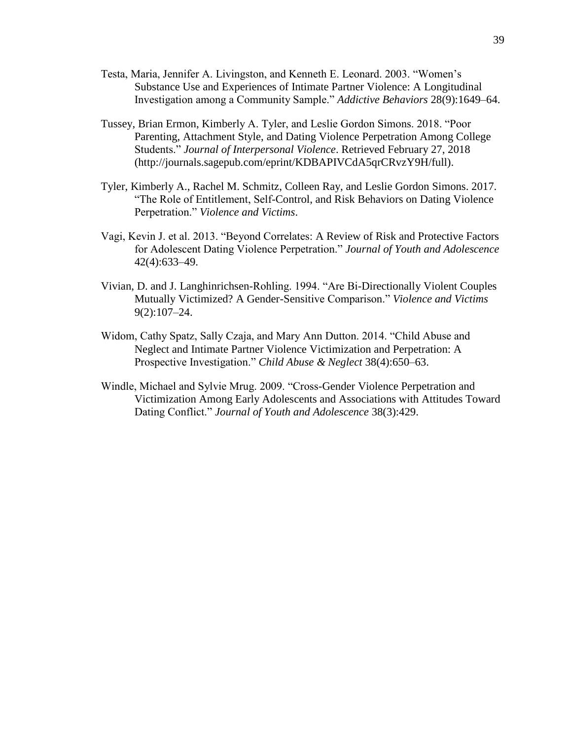Testa, Maria, Jennifer A. Livingston, and Kenneth E. Leonard. 2003. "Women's Substance Use and Experiences of Intimate Partner Violence: A Longitudinal Investigation among a Community Sample." *Addictive Behaviors* 28(9):1649–64.

Tussey, Brian Ermon, Kimberly A. Tyler, and Leslie Gordon Simons. 2018. "Poor Parenting, Attachment Style, and Dating Violence Perpetration Among College Students." *Journal of Interpersonal Violence*. Retrieved February 27, 2018 (http://journals.sagepub.com/eprint/KDBAPIVCdA5qrCRvzY9H/full).

Tyler, Kimberly A., Rachel M. Schmitz, Colleen Ray, and Leslie Gordon Simons. 2017. "The Role of Entitlement, Self-Control, and Risk Behaviors on Dating Violence Perpetration." *Violence and Victims*.

Vagi, Kevin J. et al. 2013. "Beyond Correlates: A Review of Risk and Protective Factors for Adolescent Dating Violence Perpetration." *Journal of Youth and Adolescence* 42(4):633–49.

Vivian, D. and J. Langhinrichsen-Rohling. 1994. "Are Bi-Directionally Violent Couples Mutually Victimized? A Gender-Sensitive Comparison." *Violence and Victims* 9(2):107–24.

Widom, Cathy Spatz, Sally Czaja, and Mary Ann Dutton. 2014. "Child Abuse and Neglect and Intimate Partner Violence Victimization and Perpetration: A Prospective Investigation." *Child Abuse & Neglect* 38(4):650–63.

Windle, Michael and Sylvie Mrug. 2009. "Cross-Gender Violence Perpetration and Victimization Among Early Adolescents and Associations with Attitudes Toward Dating Conflict." *Journal of Youth and Adolescence* 38(3):429.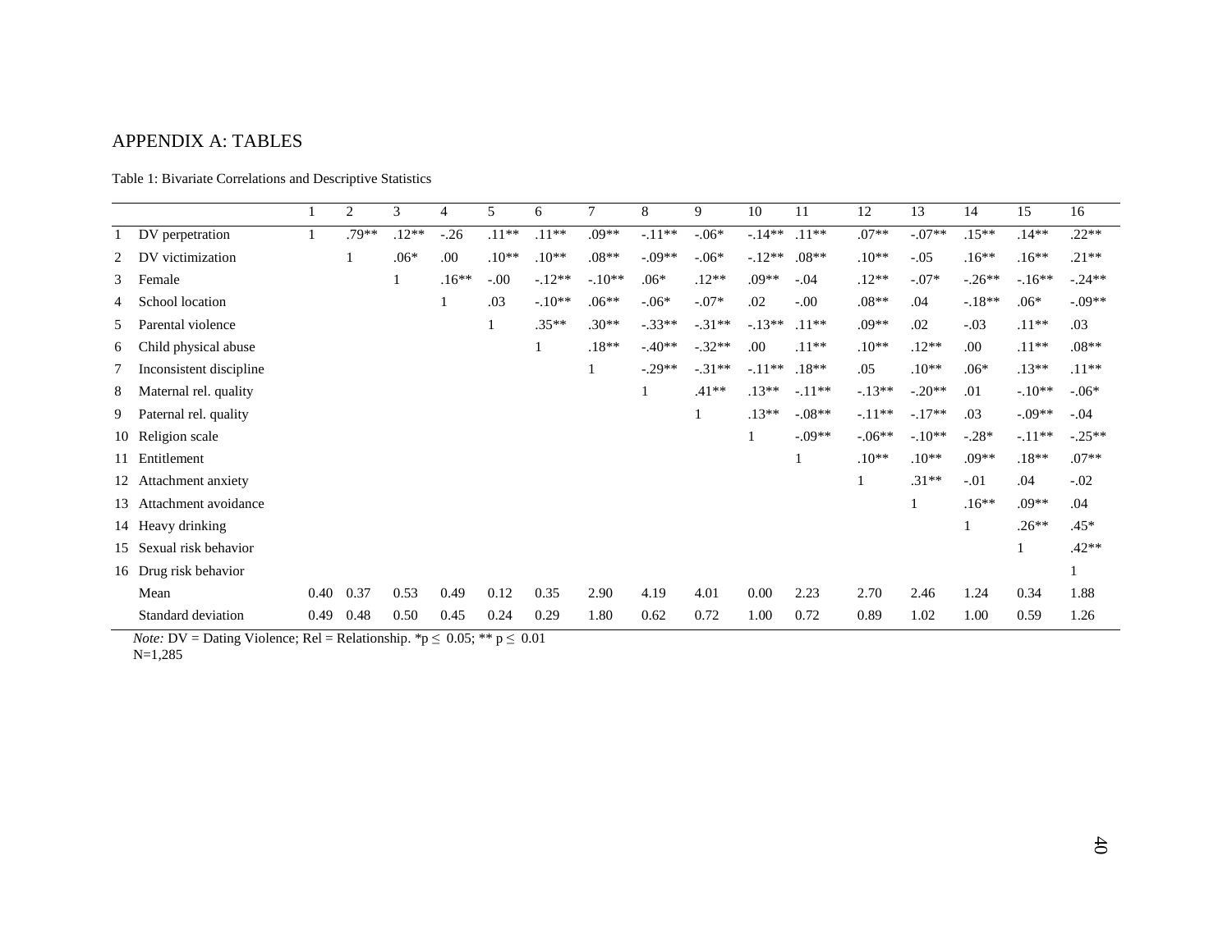# APPENDIX A: TABLES

Table 1: Bivariate Correlations and Descriptive Statistics

| | | 1 | 2 | 3 | 4 | 5 | 6 | 7 | 8 | 9 | 10 | 11 | 12 | 13 | 14 | 15 | 16 |
|---|---|---|---|---|---|---|---|---|---|---|---|---|---|---|---|---|---|
| 1 | DV perpetration | 1 | .79** | .12** | -.26 | .11** | .11** | .09** | -.11** | -.06* | -.14** | .11** | .07** | -.07** | .15** | .14** | .22** |
| 2 | DV victimization | | 1 | .06* | .00 | .10** | .10** | .08** | -.09** | -.06* | -.12** | .08** | .10** | -.05 | .16** | .16** | .21** |
| 3 | Female | | | 1 | .16** | -.00 | -.12** | -.10** | .06* | .12** | .09** | -.04 | .12** | -.07* | -.26** | -.16** | -.24** |
| 4 | School location | | | | 1 | .03 | -.10** | .06** | -.06* | -.07* | .02 | -.00 | .08** | .04 | -.18** | .06* | -.09** |
| 5 | Parental violence | | | | | 1 | .35** | .30** | -.33** | -.31** | -.13** | .11** | .09** | .02 | -.03 | .11** | .03 |
| 6 | Child physical abuse | | | | | | 1 | .18** | -.40** | -.32** | .00 | .11** | .10** | .12** | .00 | .11** | .08** |
| 7 | Inconsistent discipline | | | | | | | 1 | -.29** | -.31** | -.11** | .18** | .05 | .10** | .06* | .13** | .11** |
| 8 | Maternal rel. quality | | | | | | | | 1 | .41** | .13** | -.11** | -.13** | -.20** | .01 | -.10** | -.06* |
| 9 | Paternal rel. quality | | | | | | | | | 1 | .13** | -.08** | -.11** | -.17** | .03 | -.09** | -.04 |
| 10 | Religion scale | | | | | | | | | | 1 | -.09** | -.06** | -.10** | -.28* | -.11** | -.25** |
| 11 | Entitlement | | | | | | | | | | | 1 | .10** | .10** | .09** | .18** | .07** |
| 12 | Attachment anxiety | | | | | | | | | | | | 1 | .31** | -.01 | .04 | -.02 |
| 13 | Attachment avoidance | | | | | | | | | | | | | 1 | .16** | .09** | .04 |
| 14 | Heavy drinking | | | | | | | | | | | | | | 1 | .26** | .45* |
| 15 | Sexual risk behavior | | | | | | | | | | | | | | | 1 | .42** |
| 16 | Drug risk behavior | | | | | | | | | | | | | | | | 1 |
| | Mean | 0.40 | 0.37 | 0.53 | 0.49 | 0.12 | 0.35 | 2.90 | 4.19 | 4.01 | 0.00 | 2.23 | 2.70 | 2.46 | 1.24 | 0.34 | 1.88 |
| | Standard deviation | 0.49 | 0.48 | 0.50 | 0.45 | 0.24 | 0.29 | 1.80 | 0.62 | 0.72 | 1.00 | 0.72 | 0.89 | 1.02 | 1.00 | 0.59 | 1.26 |

*Note:* DV = Dating Violence; Rel = Relationship. \*$p \leq 0.05$; \*\* $p \leq 0.01$
N=1,285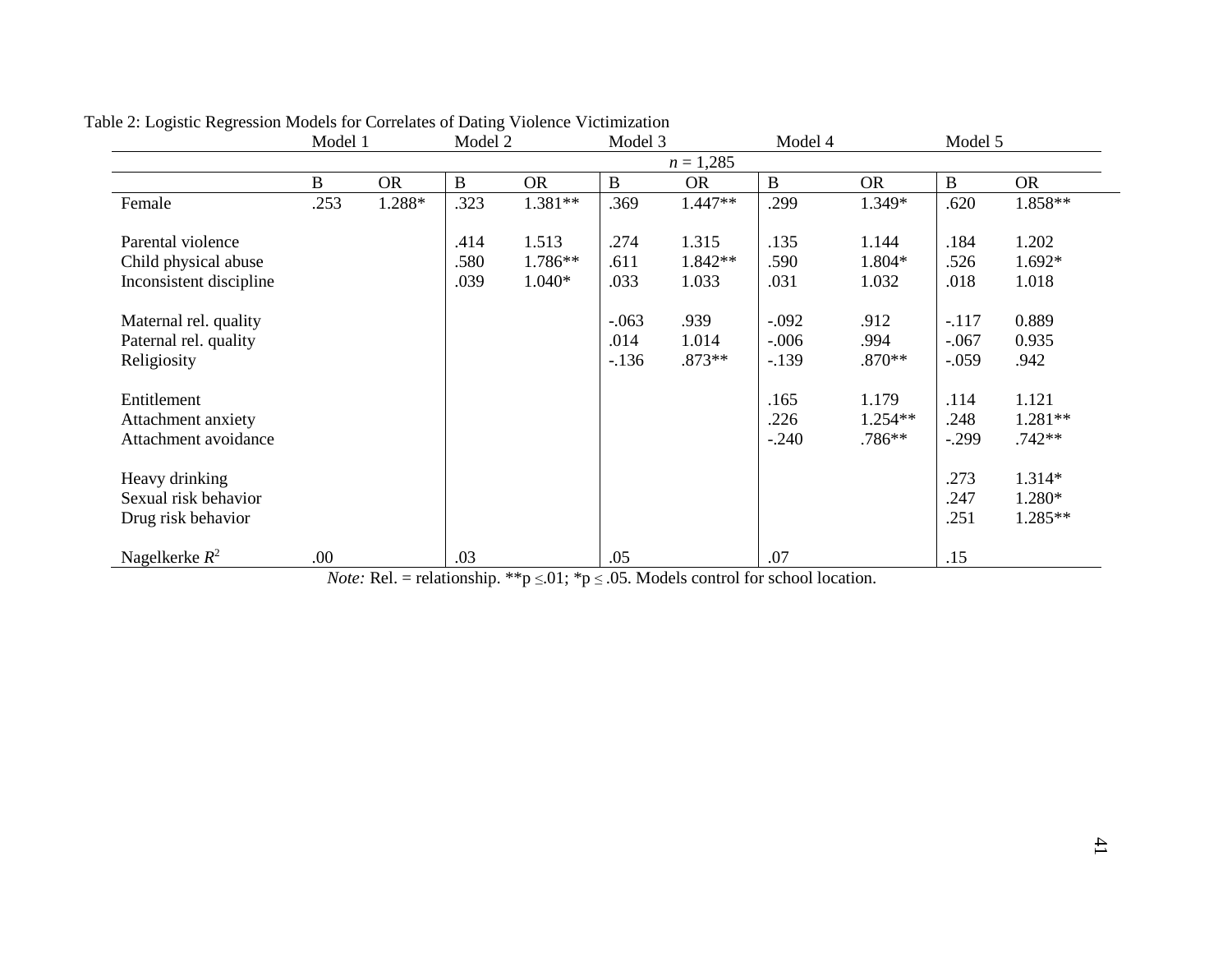Table 2: Logistic Regression Models for Correlates of Dating Violence Victimization

| | Model 1 | | Model 2 | | Model 3 | | Model 4 | | Model 5 | |
|---|---|---|---|---|---|---|---|---|---|---|
| | $n$ = 1,285 | | | | | | | | | |
| | B | OR | B | OR | B | OR | B | OR | B | OR |
| Female | .253 | 1.288* | .323 | 1.381** | .369 | 1.447** | .299 | 1.349* | .620 | 1.858** |
| Parental violence | | | .414 | 1.513 | .274 | 1.315 | .135 | 1.144 | .184 | 1.202 |
| Child physical abuse | | | .580 | 1.786** | .611 | 1.842** | .590 | 1.804* | .526 | 1.692* |
| Inconsistent discipline | | | .039 | 1.040* | .033 | 1.033 | .031 | 1.032 | .018 | 1.018 |
| Maternal rel. quality | | | | | -.063 | .939 | -.092 | .912 | -.117 | 0.889 |
| Paternal rel. quality | | | | | .014 | 1.014 | -.006 | .994 | -.067 | 0.935 |
| Religiosity | | | | | -.136 | .873** | -.139 | .870** | -.059 | .942 |
| Entitlement | | | | | | | .165 | 1.179 | .114 | 1.121 |
| Attachment anxiety | | | | | | | .226 | 1.254** | .248 | 1.281** |
| Attachment avoidance | | | | | | | -.240 | .786** | -.299 | .742** |
| Heavy drinking | | | | | | | | | .273 | 1.314* |
| Sexual risk behavior | | | | | | | | | .247 | 1.280* |
| Drug risk behavior | | | | | | | | | .251 | 1.285** |
| Nagelkerke $R^2$ | .00 | | .03 | | .05 | | .07 | | .15 | |

*Note:* Rel. = relationship. **p $\leq$.01; *p $\leq$ .05. Models control for school location.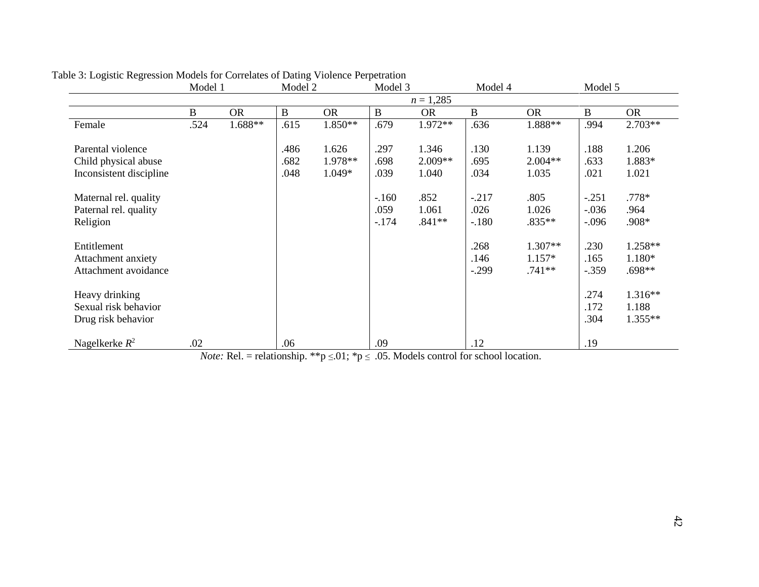Table 3: Logistic Regression Models for Correlates of Dating Violence Perpetration

| | Model 1 | | Model 2 | | Model 3 | | Model 4 | | Model 5 | |
|---|---|---|---|---|---|---|---|---|---|---|
| | $n$ = 1,285 | | | | | | | | | |
| | B | OR | B | OR | B | OR | B | OR | B | OR |
| Female | .524 | 1.688** | .615 | 1.850** | .679 | 1.972** | .636 | 1.888** | .994 | 2.703** |
| Parental violence | | | .486 | 1.626 | .297 | 1.346 | .130 | 1.139 | .188 | 1.206 |
| Child physical abuse | | | .682 | 1.978** | .698 | 2.009** | .695 | 2.004** | .633 | 1.883* |
| Inconsistent discipline | | | .048 | 1.049* | .039 | 1.040 | .034 | 1.035 | .021 | 1.021 |
| Maternal rel. quality | | | | | -.160 | .852 | -.217 | .805 | -.251 | .778* |
| Paternal rel. quality | | | | | .059 | 1.061 | .026 | 1.026 | -.036 | .964 |
| Religion | | | | | -.174 | .841** | -.180 | .835** | -.096 | .908* |
| Entitlement | | | | | | | .268 | 1.307** | .230 | 1.258** |
| Attachment anxiety | | | | | | | .146 | 1.157* | .165 | 1.180* |
| Attachment avoidance | | | | | | | -.299 | .741** | -.359 | .698** |
| Heavy drinking | | | | | | | | | .274 | 1.316** |
| Sexual risk behavior | | | | | | | | | .172 | 1.188 |
| Drug risk behavior | | | | | | | | | .304 | 1.355** |
| Nagelkerke $R^2$ | .02 | | .06 | | .09 | | .12 | | .19 | |

*Note:* Rel. = relationship. **p ≤.01; *p ≤ .05. Models control for school location.